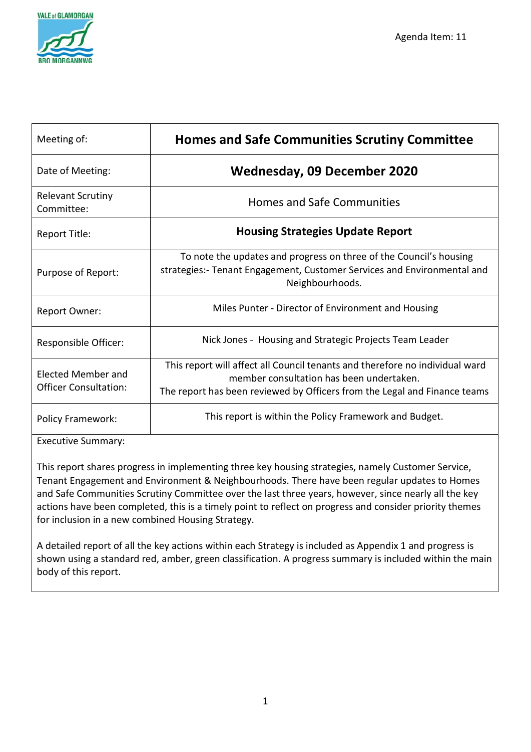Agenda Item: 11

| Meeting of: | **Homes and Safe Communities Scrutiny Committee** |
|---|---|
| Date of Meeting: | **Wednesday, 09 December 2020** |
| Relevant Scrutiny Committee: | Homes and Safe Communities |
| Report Title: | **Housing Strategies Update Report** |
| Purpose of Report: | To note the updates and progress on three of the Council's housing strategies:- Tenant Engagement, Customer Services and Environmental and Neighbourhoods. |
| Report Owner: | Miles Punter - Director of Environment and Housing |
| Responsible Officer: | Nick Jones - Housing and Strategic Projects Team Leader |
| Elected Member and Officer Consultation: | This report will affect all Council tenants and therefore no individual ward member consultation has been undertaken. The report has been reviewed by Officers from the Legal and Finance teams |
| Policy Framework: | This report is within the Policy Framework and Budget. |

Executive Summary:

This report shares progress in implementing three key housing strategies, namely Customer Service, Tenant Engagement and Environment & Neighbourhoods. There have been regular updates to Homes and Safe Communities Scrutiny Committee over the last three years, however, since nearly all the key actions have been completed, this is a timely point to reflect on progress and consider priority themes for inclusion in a new combined Housing Strategy.

A detailed report of all the key actions within each Strategy is included as Appendix 1 and progress is shown using a standard red, amber, green classification. A progress summary is included within the main body of this report.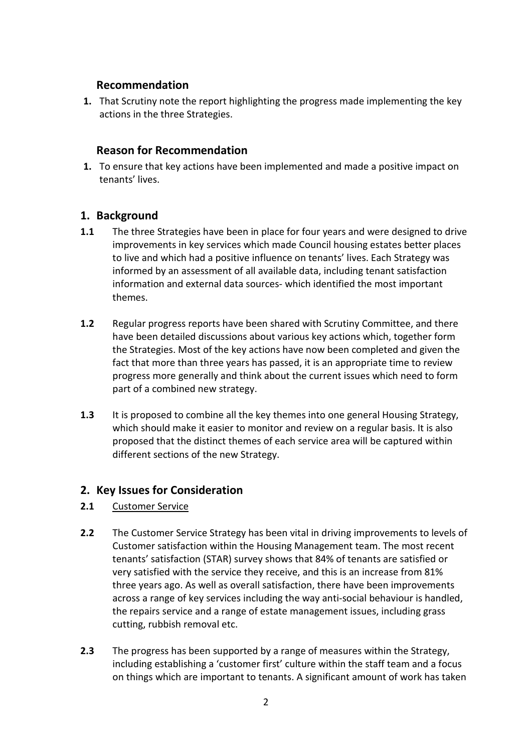## Recommendation

1. That Scrutiny note the report highlighting the progress made implementing the key actions in the three Strategies.

## Reason for Recommendation

1. To ensure that key actions have been implemented and made a positive impact on tenants' lives.

## 1. Background

**1.1** The three Strategies have been in place for four years and were designed to drive improvements in key services which made Council housing estates better places to live and which had a positive influence on tenants' lives. Each Strategy was informed by an assessment of all available data, including tenant satisfaction information and external data sources- which identified the most important themes.

**1.2** Regular progress reports have been shared with Scrutiny Committee, and there have been detailed discussions about various key actions which, together form the Strategies. Most of the key actions have now been completed and given the fact that more than three years has passed, it is an appropriate time to review progress more generally and think about the current issues which need to form part of a combined new strategy.

**1.3** It is proposed to combine all the key themes into one general Housing Strategy, which should make it easier to monitor and review on a regular basis. It is also proposed that the distinct themes of each service area will be captured within different sections of the new Strategy.

## 2. Key Issues for Consideration

**2.1** Customer Service

**2.2** The Customer Service Strategy has been vital in driving improvements to levels of Customer satisfaction within the Housing Management team. The most recent tenants' satisfaction (STAR) survey shows that 84% of tenants are satisfied or very satisfied with the service they receive, and this is an increase from 81% three years ago. As well as overall satisfaction, there have been improvements across a range of key services including the way anti-social behaviour is handled, the repairs service and a range of estate management issues, including grass cutting, rubbish removal etc.

**2.3** The progress has been supported by a range of measures within the Strategy, including establishing a 'customer first' culture within the staff team and a focus on things which are important to tenants. A significant amount of work has taken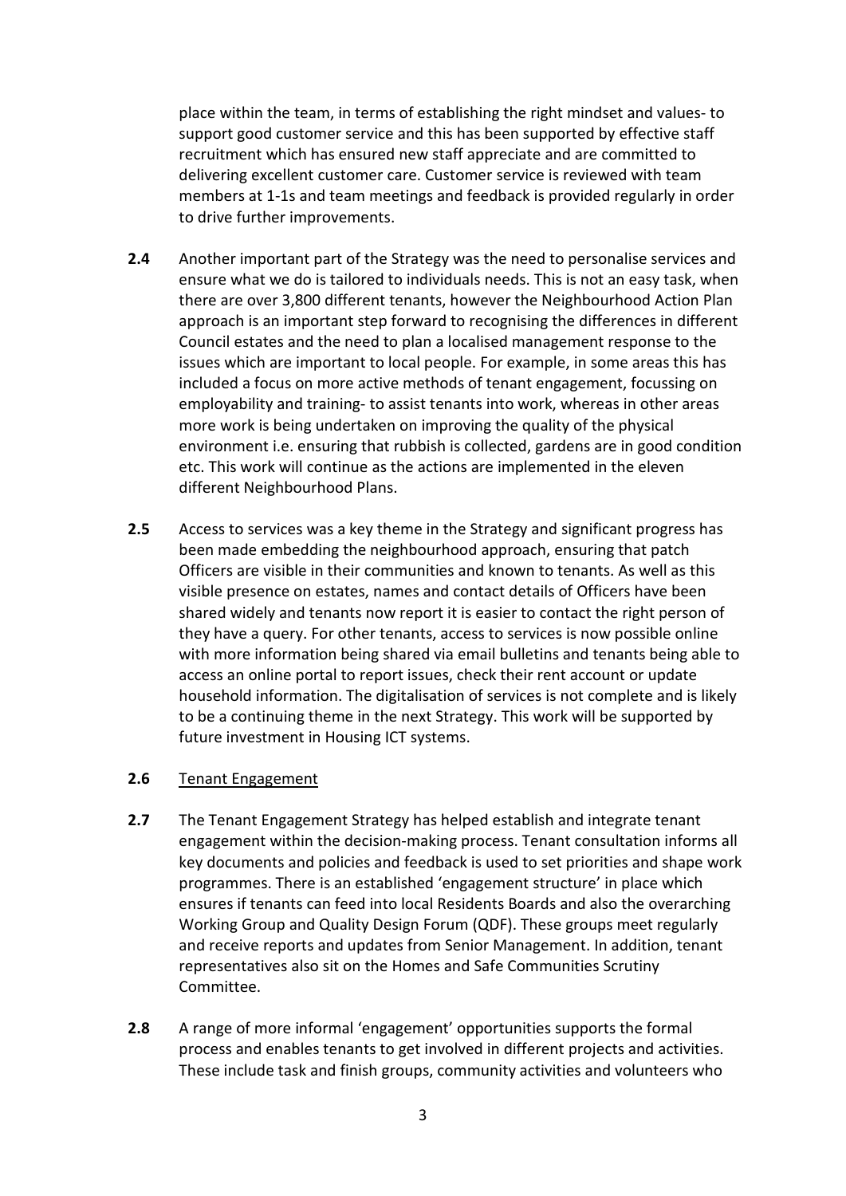place within the team, in terms of establishing the right mindset and values- to support good customer service and this has been supported by effective staff recruitment which has ensured new staff appreciate and are committed to delivering excellent customer care. Customer service is reviewed with team members at 1-1s and team meetings and feedback is provided regularly in order to drive further improvements.

**2.4** Another important part of the Strategy was the need to personalise services and ensure what we do is tailored to individuals needs. This is not an easy task, when there are over 3,800 different tenants, however the Neighbourhood Action Plan approach is an important step forward to recognising the differences in different Council estates and the need to plan a localised management response to the issues which are important to local people. For example, in some areas this has included a focus on more active methods of tenant engagement, focussing on employability and training- to assist tenants into work, whereas in other areas more work is being undertaken on improving the quality of the physical environment i.e. ensuring that rubbish is collected, gardens are in good condition etc. This work will continue as the actions are implemented in the eleven different Neighbourhood Plans.

**2.5** Access to services was a key theme in the Strategy and significant progress has been made embedding the neighbourhood approach, ensuring that patch Officers are visible in their communities and known to tenants. As well as this visible presence on estates, names and contact details of Officers have been shared widely and tenants now report it is easier to contact the right person of they have a query. For other tenants, access to services is now possible online with more information being shared via email bulletins and tenants being able to access an online portal to report issues, check their rent account or update household information. The digitalisation of services is not complete and is likely to be a continuing theme in the next Strategy. This work will be supported by future investment in Housing ICT systems.

**2.6** Tenant Engagement

**2.7** The Tenant Engagement Strategy has helped establish and integrate tenant engagement within the decision-making process. Tenant consultation informs all key documents and policies and feedback is used to set priorities and shape work programmes. There is an established 'engagement structure' in place which ensures if tenants can feed into local Residents Boards and also the overarching Working Group and Quality Design Forum (QDF). These groups meet regularly and receive reports and updates from Senior Management. In addition, tenant representatives also sit on the Homes and Safe Communities Scrutiny Committee.

**2.8** A range of more informal 'engagement' opportunities supports the formal process and enables tenants to get involved in different projects and activities. These include task and finish groups, community activities and volunteers who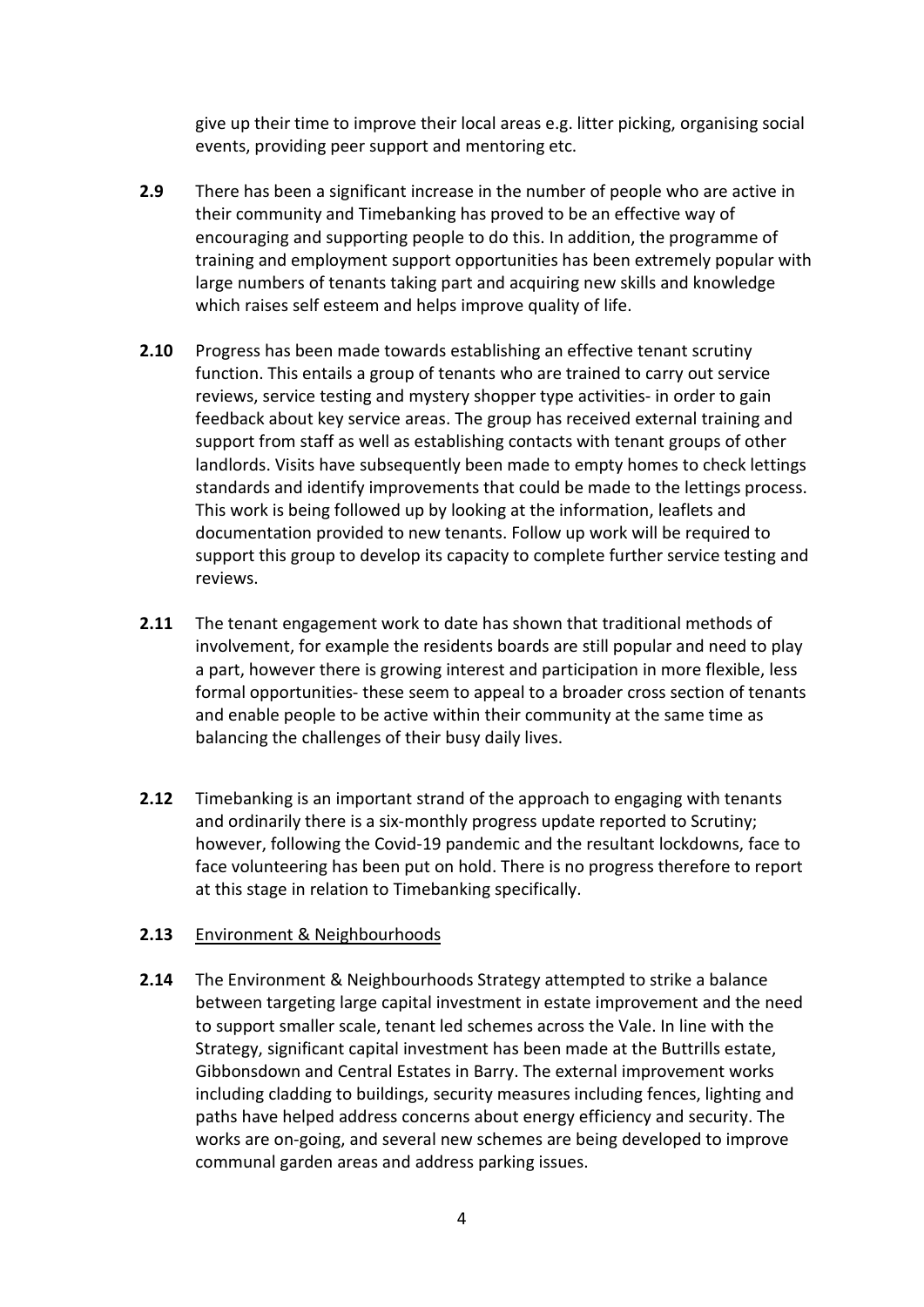give up their time to improve their local areas e.g. litter picking, organising social events, providing peer support and mentoring etc.

**2.9** There has been a significant increase in the number of people who are active in their community and Timebanking has proved to be an effective way of encouraging and supporting people to do this. In addition, the programme of training and employment support opportunities has been extremely popular with large numbers of tenants taking part and acquiring new skills and knowledge which raises self esteem and helps improve quality of life.

**2.10** Progress has been made towards establishing an effective tenant scrutiny function. This entails a group of tenants who are trained to carry out service reviews, service testing and mystery shopper type activities- in order to gain feedback about key service areas. The group has received external training and support from staff as well as establishing contacts with tenant groups of other landlords. Visits have subsequently been made to empty homes to check lettings standards and identify improvements that could be made to the lettings process. This work is being followed up by looking at the information, leaflets and documentation provided to new tenants. Follow up work will be required to support this group to develop its capacity to complete further service testing and reviews.

**2.11** The tenant engagement work to date has shown that traditional methods of involvement, for example the residents boards are still popular and need to play a part, however there is growing interest and participation in more flexible, less formal opportunities- these seem to appeal to a broader cross section of tenants and enable people to be active within their community at the same time as balancing the challenges of their busy daily lives.

**2.12** Timebanking is an important strand of the approach to engaging with tenants and ordinarily there is a six-monthly progress update reported to Scrutiny; however, following the Covid-19 pandemic and the resultant lockdowns, face to face volunteering has been put on hold. There is no progress therefore to report at this stage in relation to Timebanking specifically.

**2.13** Environment & Neighbourhoods

**2.14** The Environment & Neighbourhoods Strategy attempted to strike a balance between targeting large capital investment in estate improvement and the need to support smaller scale, tenant led schemes across the Vale. In line with the Strategy, significant capital investment has been made at the Buttrills estate, Gibbonsdown and Central Estates in Barry. The external improvement works including cladding to buildings, security measures including fences, lighting and paths have helped address concerns about energy efficiency and security. The works are on-going, and several new schemes are being developed to improve communal garden areas and address parking issues.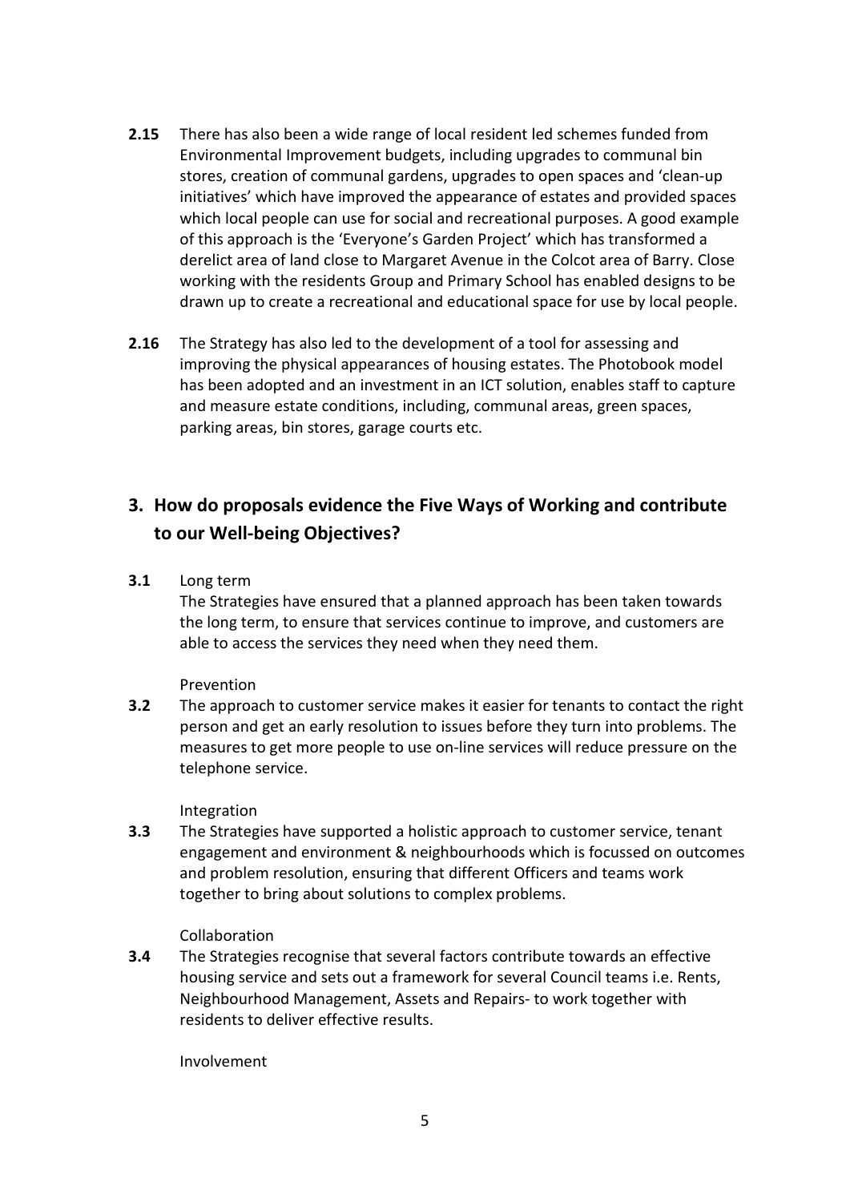**2.15** There has also been a wide range of local resident led schemes funded from Environmental Improvement budgets, including upgrades to communal bin stores, creation of communal gardens, upgrades to open spaces and 'clean-up initiatives' which have improved the appearance of estates and provided spaces which local people can use for social and recreational purposes. A good example of this approach is the 'Everyone's Garden Project' which has transformed a derelict area of land close to Margaret Avenue in the Colcot area of Barry. Close working with the residents Group and Primary School has enabled designs to be drawn up to create a recreational and educational space for use by local people.

**2.16** The Strategy has also led to the development of a tool for assessing and improving the physical appearances of housing estates. The Photobook model has been adopted and an investment in an ICT solution, enables staff to capture and measure estate conditions, including, communal areas, green spaces, parking areas, bin stores, garage courts etc.

## 3. How do proposals evidence the Five Ways of Working and contribute to our Well-being Objectives?

**3.1** Long term

The Strategies have ensured that a planned approach has been taken towards the long term, to ensure that services continue to improve, and customers are able to access the services they need when they need them.

Prevention

**3.2** The approach to customer service makes it easier for tenants to contact the right person and get an early resolution to issues before they turn into problems. The measures to get more people to use on-line services will reduce pressure on the telephone service.

Integration

**3.3** The Strategies have supported a holistic approach to customer service, tenant engagement and environment & neighbourhoods which is focussed on outcomes and problem resolution, ensuring that different Officers and teams work together to bring about solutions to complex problems.

Collaboration

**3.4** The Strategies recognise that several factors contribute towards an effective housing service and sets out a framework for several Council teams i.e. Rents, Neighbourhood Management, Assets and Repairs- to work together with residents to deliver effective results.

Involvement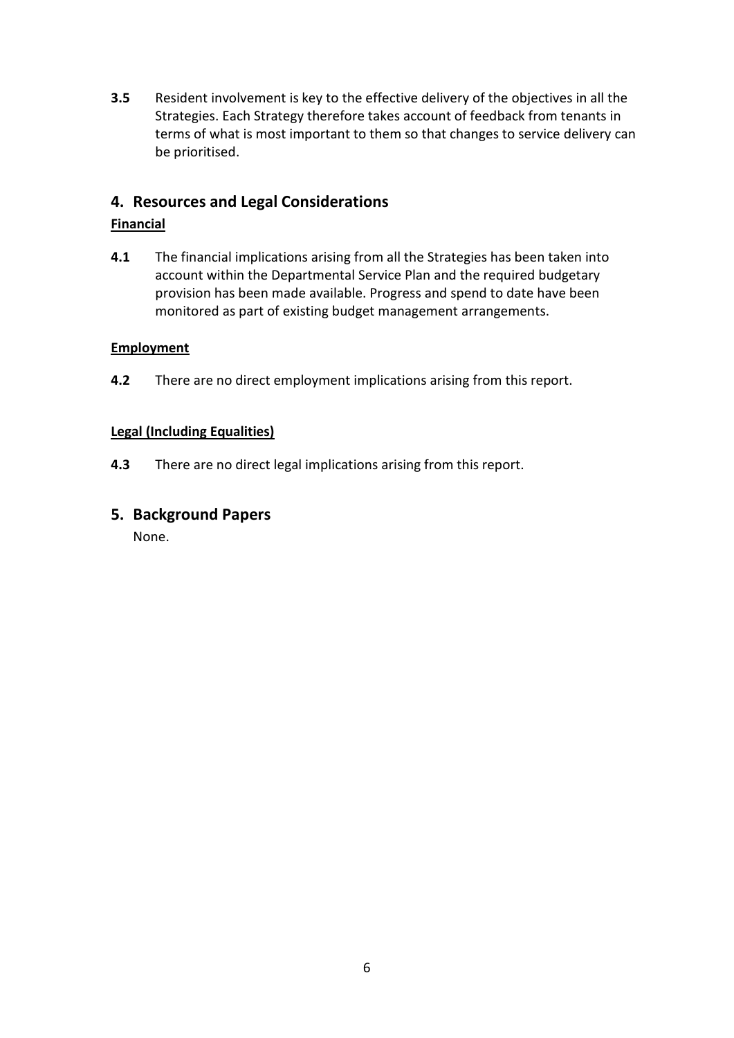**3.5** Resident involvement is key to the effective delivery of the objectives in all the Strategies. Each Strategy therefore takes account of feedback from tenants in terms of what is most important to them so that changes to service delivery can be prioritised.

## 4. Resources and Legal Considerations

### Financial

**4.1** The financial implications arising from all the Strategies has been taken into account within the Departmental Service Plan and the required budgetary provision has been made available. Progress and spend to date have been monitored as part of existing budget management arrangements.

### Employment

**4.2** There are no direct employment implications arising from this report.

### Legal (Including Equalities)

**4.3** There are no direct legal implications arising from this report.

## 5. Background Papers

None.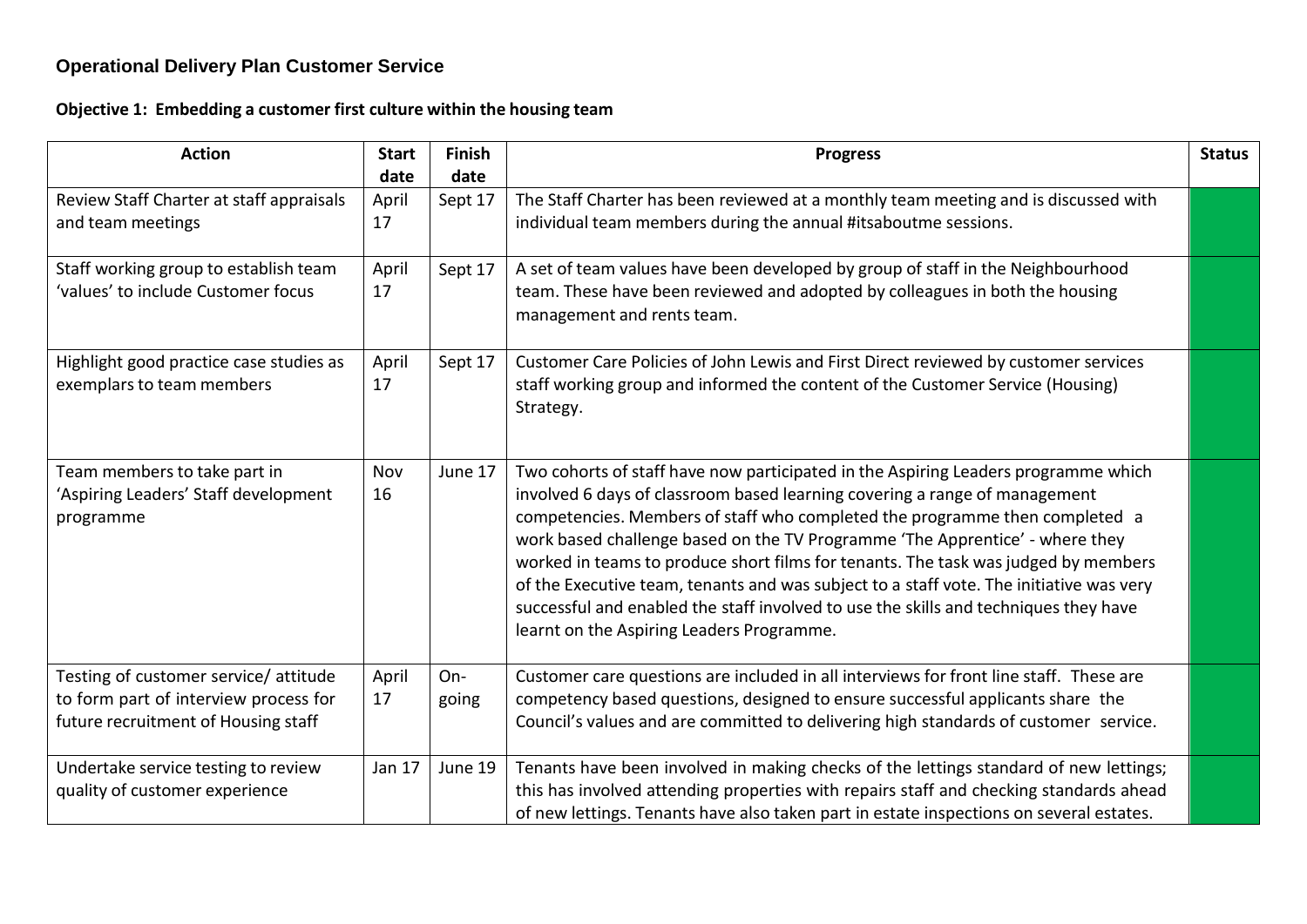## Operational Delivery Plan Customer Service

### Objective 1: Embedding a customer first culture within the housing team

| Action | Start date | Finish date | Progress | Status |
|---|---|---|---|---|
| Review Staff Charter at staff appraisals and team meetings | April 17 | Sept 17 | The Staff Charter has been reviewed at a monthly team meeting and is discussed with individual team members during the annual #itsaboutme sessions. | |
| Staff working group to establish team 'values' to include Customer focus | April 17 | Sept 17 | A set of team values have been developed by group of staff in the Neighbourhood team. These have been reviewed and adopted by colleagues in both the housing management and rents team. | |
| Highlight good practice case studies as exemplars to team members | April 17 | Sept 17 | Customer Care Policies of John Lewis and First Direct reviewed by customer services staff working group and informed the content of the Customer Service (Housing) Strategy. | |
| Team members to take part in 'Aspiring Leaders' Staff development programme | Nov 16 | June 17 | Two cohorts of staff have now participated in the Aspiring Leaders programme which involved 6 days of classroom based learning covering a range of management competencies. Members of staff who completed the programme then completed a work based challenge based on the TV Programme 'The Apprentice' - where they worked in teams to produce short films for tenants. The task was judged by members of the Executive team, tenants and was subject to a staff vote. The initiative was very successful and enabled the staff involved to use the skills and techniques they have learnt on the Aspiring Leaders Programme. | |
| Testing of customer service/ attitude to form part of interview process for future recruitment of Housing staff | April 17 | On-going | Customer care questions are included in all interviews for front line staff. These are competency based questions, designed to ensure successful applicants share the Council's values and are committed to delivering high standards of customer service. | |
| Undertake service testing to review quality of customer experience | Jan 17 | June 19 | Tenants have been involved in making checks of the lettings standard of new lettings; this has involved attending properties with repairs staff and checking standards ahead of new lettings. Tenants have also taken part in estate inspections on several estates. | |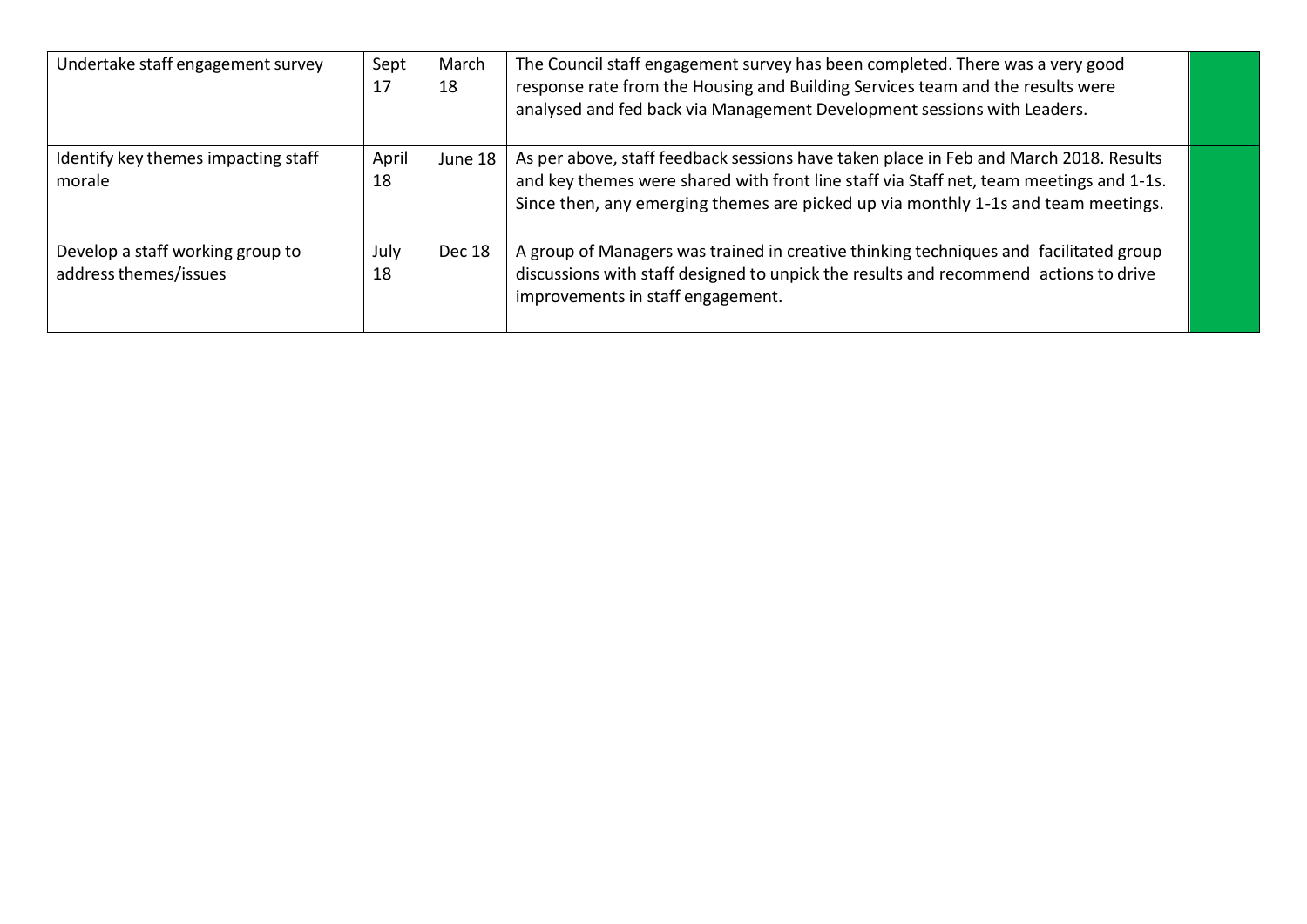| | | | | |
|---|---|---|---|---|
| Undertake staff engagement survey | Sept 17 | March 18 | The Council staff engagement survey has been completed. There was a very good response rate from the Housing and Building Services team and the results were analysed and fed back via Management Development sessions with Leaders. | |
| Identify key themes impacting staff morale | April 18 | June 18 | As per above, staff feedback sessions have taken place in Feb and March 2018. Results and key themes were shared with front line staff via Staff net, team meetings and 1-1s. Since then, any emerging themes are picked up via monthly 1-1s and team meetings. | |
| Develop a staff working group to address themes/issues | July 18 | Dec 18 | A group of Managers was trained in creative thinking techniques and facilitated group discussions with staff designed to unpick the results and recommend actions to drive improvements in staff engagement. | |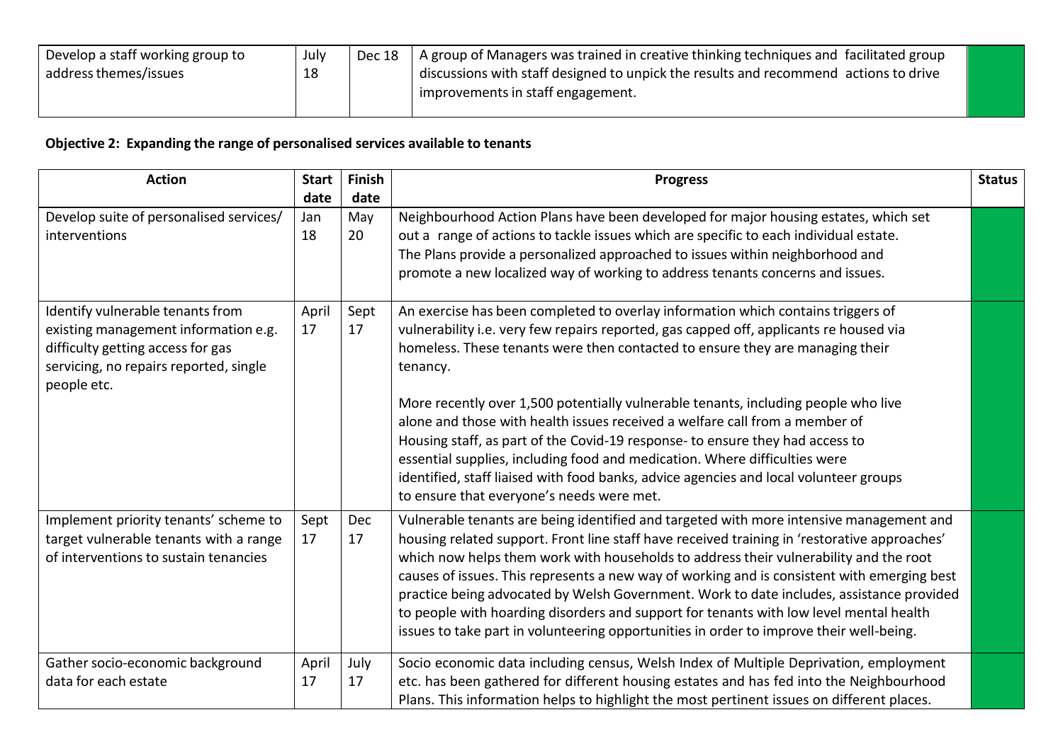| Develop a staff working group to address themes/issues | July 18 | Dec 18 | A group of Managers was trained in creative thinking techniques and facilitated group discussions with staff designed to unpick the results and recommend actions to drive improvements in staff engagement. | |
|---|---|---|---|---|

**Objective 2: Expanding the range of personalised services available to tenants**

| Action | Start date | Finish date | Progress | Status |
|---|---|---|---|---|
| Develop suite of personalised services/ interventions | Jan 18 | May 20 | Neighbourhood Action Plans have been developed for major housing estates, which set out a range of actions to tackle issues which are specific to each individual estate. The Plans provide a personalized approached to issues within neighborhood and promote a new localized way of working to address tenants concerns and issues. | |
| Identify vulnerable tenants from existing management information e.g. difficulty getting access for gas servicing, no repairs reported, single people etc. | April 17 | Sept 17 | An exercise has been completed to overlay information which contains triggers of vulnerability i.e. very few repairs reported, gas capped off, applicants re housed via homeless. These tenants were then contacted to ensure they are managing their tenancy.<br><br>More recently over 1,500 potentially vulnerable tenants, including people who live alone and those with health issues received a welfare call from a member of Housing staff, as part of the Covid-19 response- to ensure they had access to essential supplies, including food and medication. Where difficulties were identified, staff liaised with food banks, advice agencies and local volunteer groups to ensure that everyone's needs were met. | |
| Implement priority tenants' scheme to target vulnerable tenants with a range of interventions to sustain tenancies | Sept 17 | Dec 17 | Vulnerable tenants are being identified and targeted with more intensive management and housing related support. Front line staff have received training in 'restorative approaches' which now helps them work with households to address their vulnerability and the root causes of issues. This represents a new way of working and is consistent with emerging best practice being advocated by Welsh Government. Work to date includes, assistance provided to people with hoarding disorders and support for tenants with low level mental health issues to take part in volunteering opportunities in order to improve their well-being. | |
| Gather socio-economic background data for each estate | April 17 | July 17 | Socio economic data including census, Welsh Index of Multiple Deprivation, employment etc. has been gathered for different housing estates and has fed into the Neighbourhood Plans. This information helps to highlight the most pertinent issues on different places. | |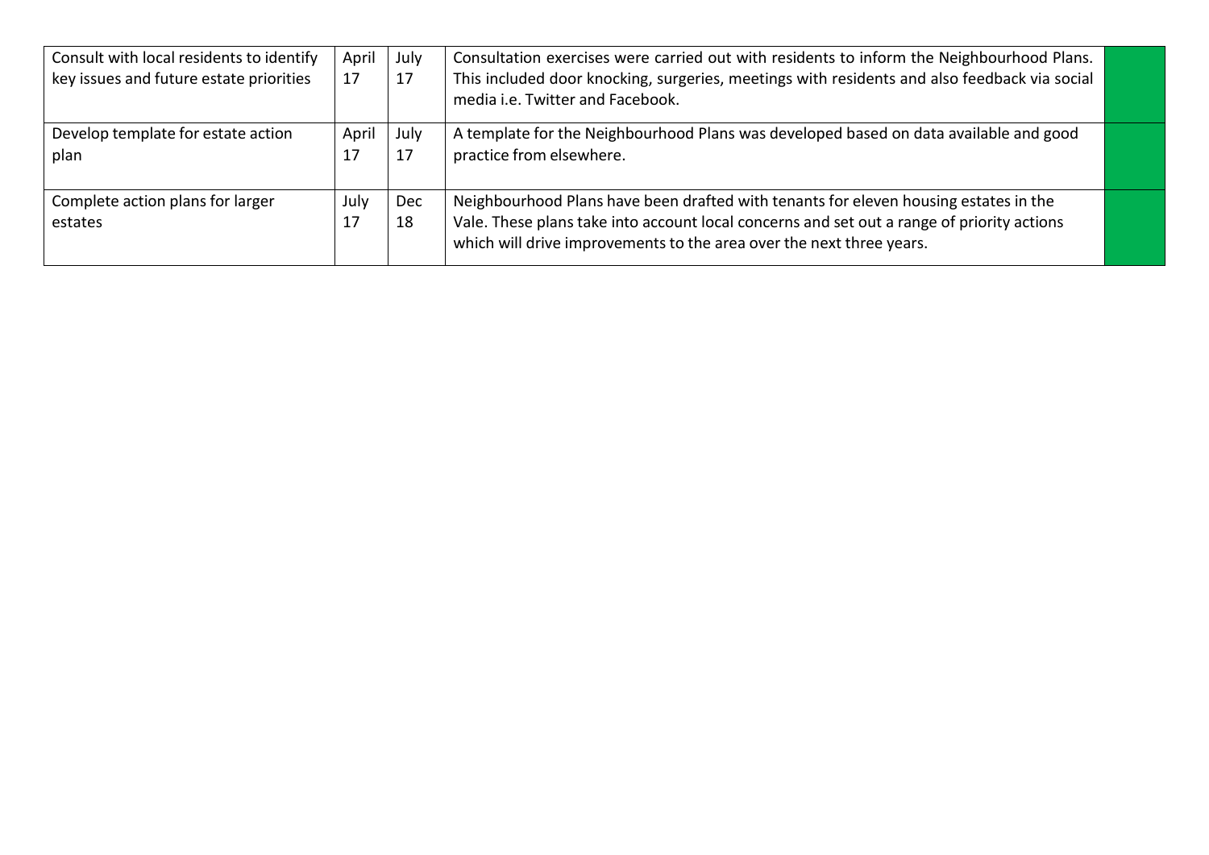| | | | | |
|---|---|---|---|---|
| Consult with local residents to identify key issues and future estate priorities | April 17 | July 17 | Consultation exercises were carried out with residents to inform the Neighbourhood Plans. This included door knocking, surgeries, meetings with residents and also feedback via social media i.e. Twitter and Facebook. | |
| Develop template for estate action plan | April 17 | July 17 | A template for the Neighbourhood Plans was developed based on data available and good practice from elsewhere. | |
| Complete action plans for larger estates | July 17 | Dec 18 | Neighbourhood Plans have been drafted with tenants for eleven housing estates in the Vale. These plans take into account local concerns and set out a range of priority actions which will drive improvements to the area over the next three years. | |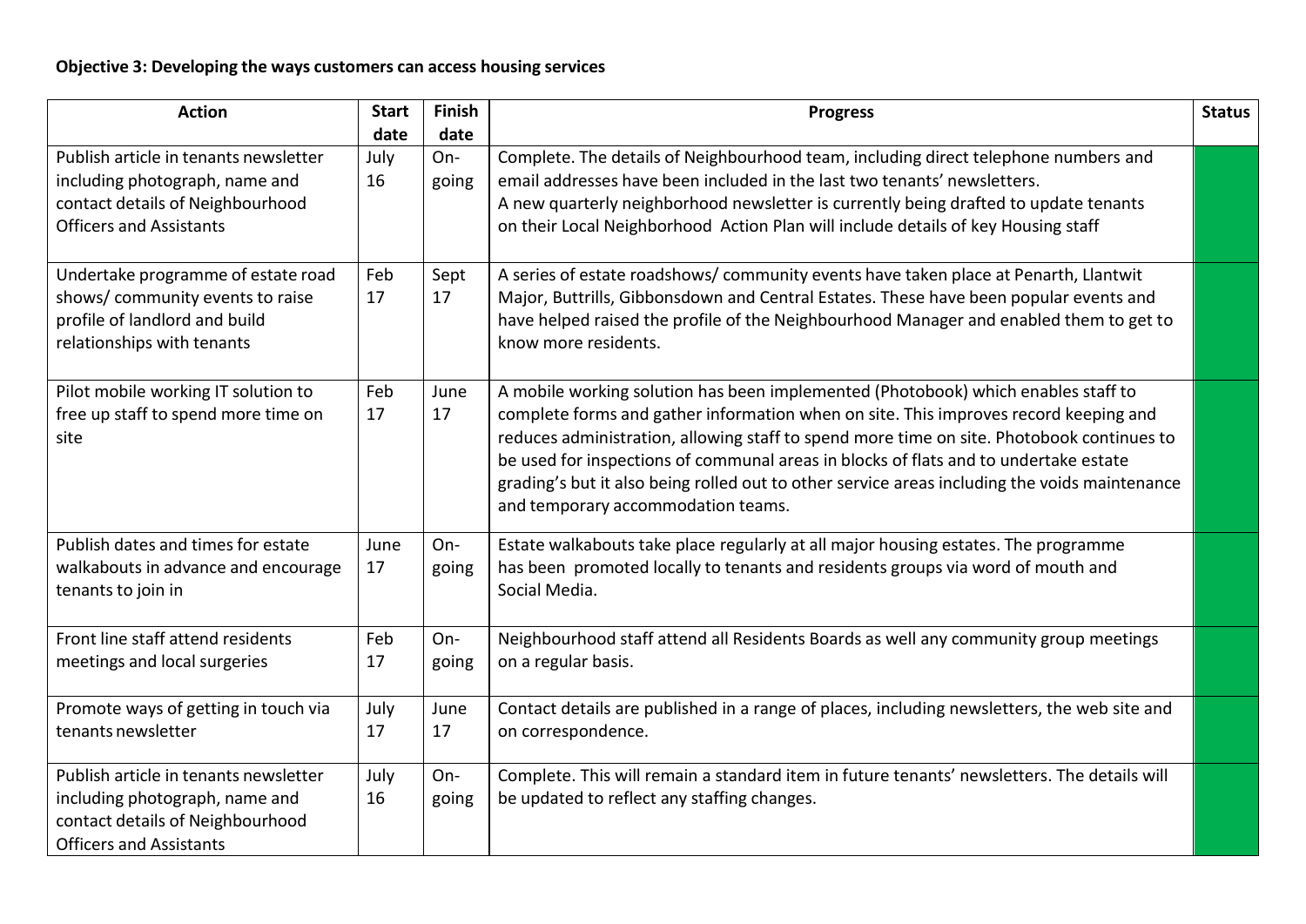**Objective 3: Developing the ways customers can access housing services**

| Action | Start date | Finish date | Progress | Status |
|---|---|---|---|---|
| Publish article in tenants newsletter including photograph, name and contact details of Neighbourhood Officers and Assistants | July 16 | On-going | Complete. The details of Neighbourhood team, including direct telephone numbers and email addresses have been included in the last two tenants' newsletters. A new quarterly neighborhood newsletter is currently being drafted to update tenants on their Local Neighborhood Action Plan will include details of key Housing staff | |
| Undertake programme of estate road shows/ community events to raise profile of landlord and build relationships with tenants | Feb 17 | Sept 17 | A series of estate roadshows/ community events have taken place at Penarth, Llantwit Major, Buttrills, Gibbonsdown and Central Estates. These have been popular events and have helped raised the profile of the Neighbourhood Manager and enabled them to get to know more residents. | |
| Pilot mobile working IT solution to free up staff to spend more time on site | Feb 17 | June 17 | A mobile working solution has been implemented (Photobook) which enables staff to complete forms and gather information when on site. This improves record keeping and reduces administration, allowing staff to spend more time on site. Photobook continues to be used for inspections of communal areas in blocks of flats and to undertake estate grading's but it also being rolled out to other service areas including the voids maintenance and temporary accommodation teams. | |
| Publish dates and times for estate walkabouts in advance and encourage tenants to join in | June 17 | On-going | Estate walkabouts take place regularly at all major housing estates. The programme has been promoted locally to tenants and residents groups via word of mouth and Social Media. | |
| Front line staff attend residents meetings and local surgeries | Feb 17 | On-going | Neighbourhood staff attend all Residents Boards as well any community group meetings on a regular basis. | |
| Promote ways of getting in touch via tenants newsletter | July 17 | June 17 | Contact details are published in a range of places, including newsletters, the web site and on correspondence. | |
| Publish article in tenants newsletter including photograph, name and contact details of Neighbourhood Officers and Assistants | July 16 | On-going | Complete. This will remain a standard item in future tenants' newsletters. The details will be updated to reflect any staffing changes. | |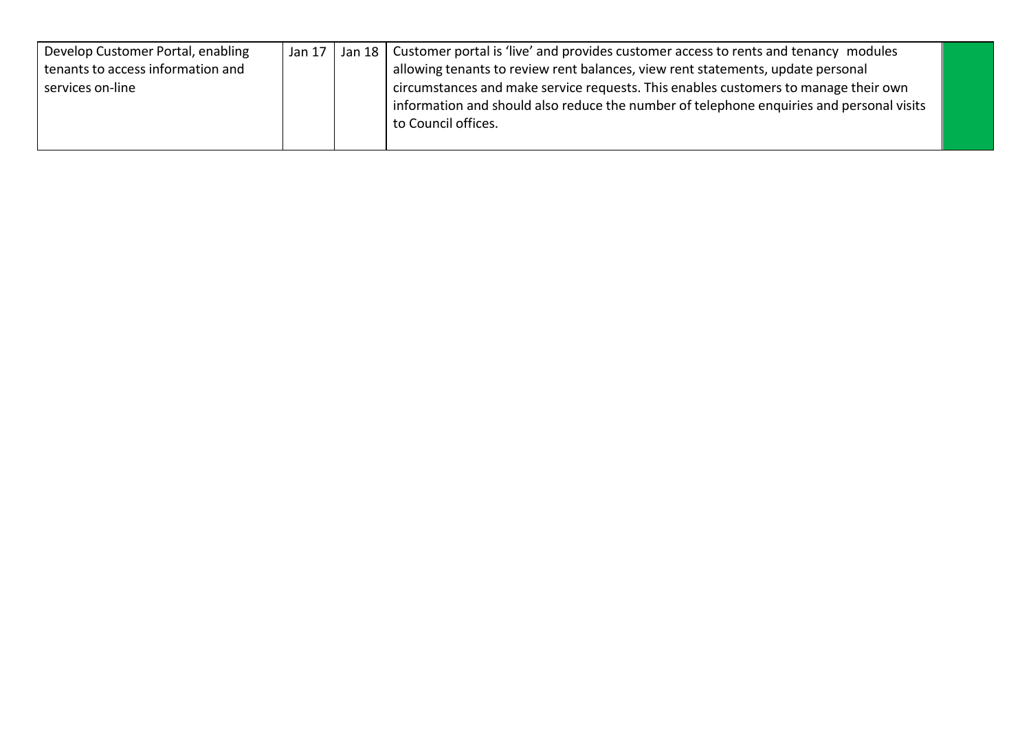| Develop Customer Portal, enabling tenants to access information and services on-line | Jan 17 | Jan 18 | Customer portal is 'live' and provides customer access to rents and tenancy modules allowing tenants to review rent balances, view rent statements, update personal circumstances and make service requests. This enables customers to manage their own information and should also reduce the number of telephone enquiries and personal visits to Council offices. | |
|---|---|---|---|---|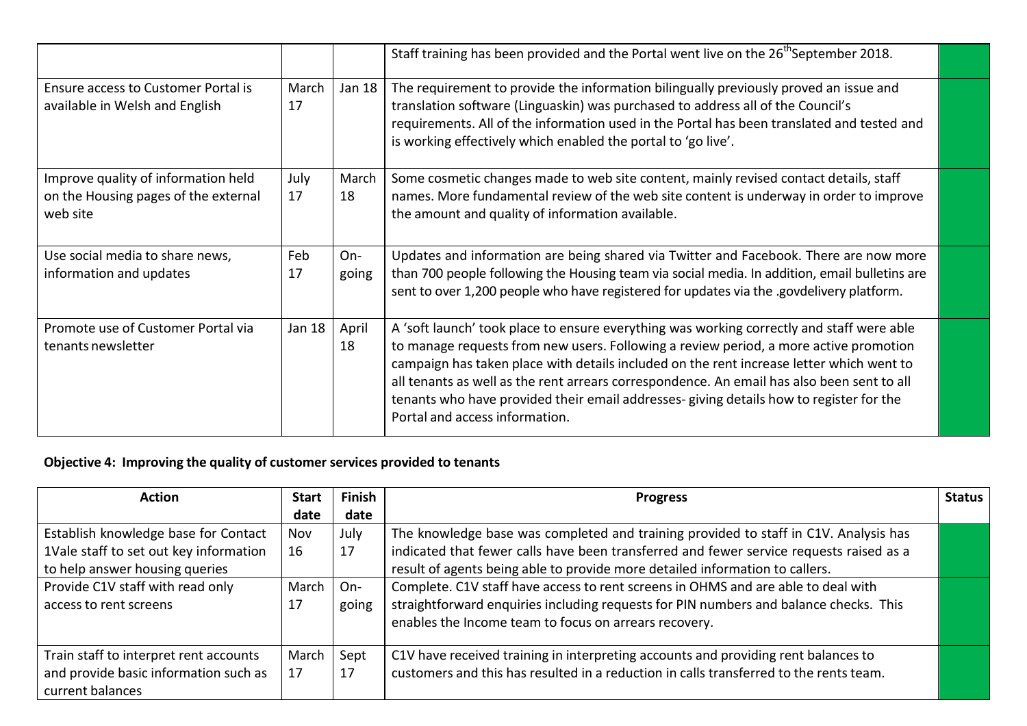| | | | | |
|---|---|---|---|---|
| | | | Staff training has been provided and the Portal went live on the 26th September 2018. | |
| Ensure access to Customer Portal is available in Welsh and English | March 17 | Jan 18 | The requirement to provide the information bilingually previously proved an issue and translation software (Linguaskin) was purchased to address all of the Council's requirements. All of the information used in the Portal has been translated and tested and is working effectively which enabled the portal to 'go live'. | |
| Improve quality of information held on the Housing pages of the external web site | July 17 | March 18 | Some cosmetic changes made to web site content, mainly revised contact details, staff names. More fundamental review of the web site content is underway in order to improve the amount and quality of information available. | |
| Use social media to share news, information and updates | Feb 17 | On-going | Updates and information are being shared via Twitter and Facebook. There are now more than 700 people following the Housing team via social media. In addition, email bulletins are sent to over 1,200 people who have registered for updates via the .govdelivery platform. | |
| Promote use of Customer Portal via tenants newsletter | Jan 18 | April 18 | A 'soft launch' took place to ensure everything was working correctly and staff were able to manage requests from new users. Following a review period, a more active promotion campaign has taken place with details included on the rent increase letter which went to all tenants as well as the rent arrears correspondence. An email has also been sent to all tenants who have provided their email addresses- giving details how to register for the Portal and access information. | |

**Objective 4: Improving the quality of customer services provided to tenants**

| Action | Start date | Finish date | Progress | Status |
|---|---|---|---|---|
| Establish knowledge base for Contact 1Vale staff to set out key information to help answer housing queries | Nov 16 | July 17 | The knowledge base was completed and training provided to staff in C1V. Analysis has indicated that fewer calls have been transferred and fewer service requests raised as a result of agents being able to provide more detailed information to callers. | |
| Provide C1V staff with read only access to rent screens | March 17 | On-going | Complete. C1V staff have access to rent screens in OHMS and are able to deal with straightforward enquiries including requests for PIN numbers and balance checks. This enables the Income team to focus on arrears recovery. | |
| Train staff to interpret rent accounts and provide basic information such as current balances | March 17 | Sept 17 | C1V have received training in interpreting accounts and providing rent balances to customers and this has resulted in a reduction in calls transferred to the rents team. | |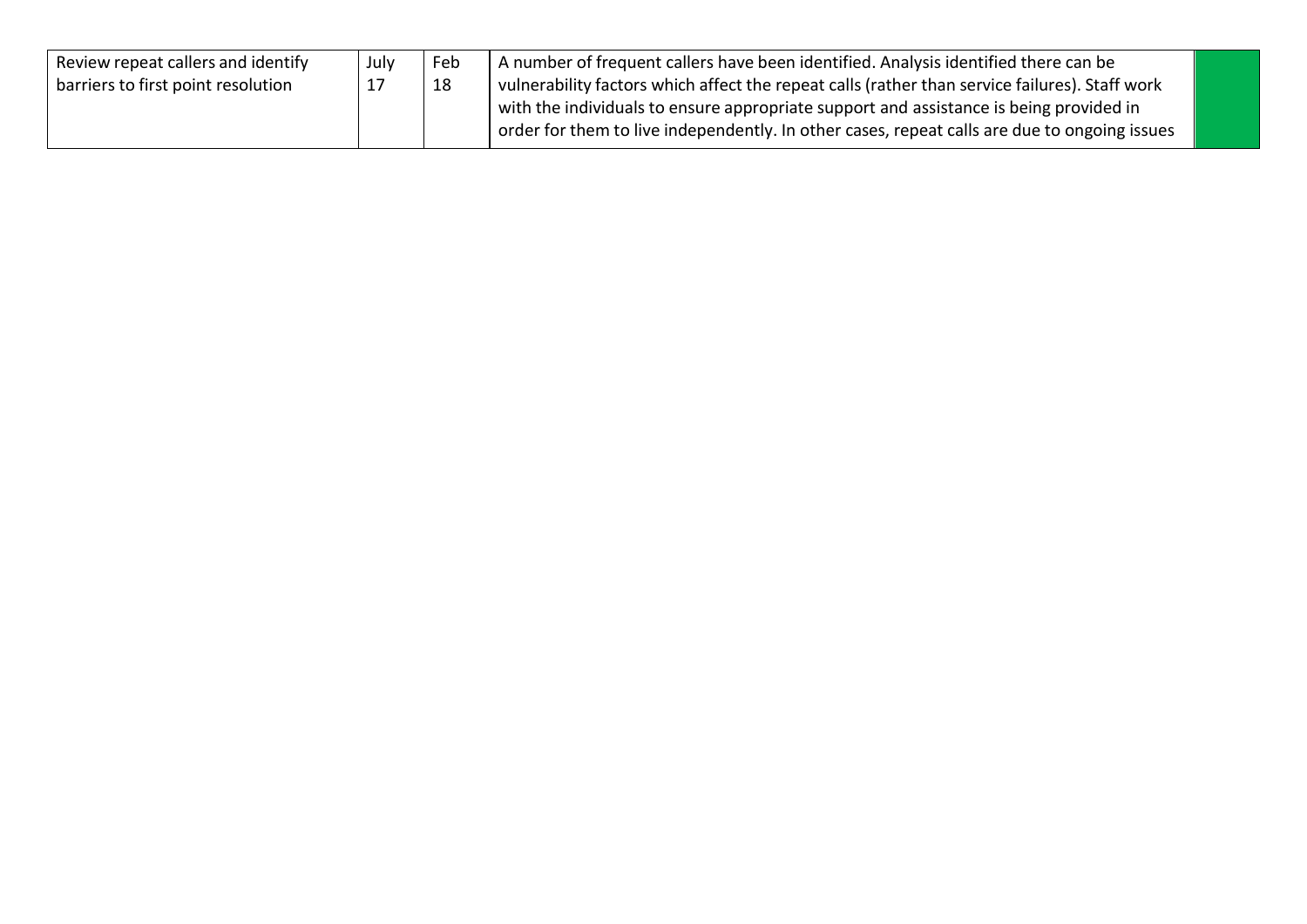| | | | | |
|---|---|---|---|---|
| Review repeat callers and identify barriers to first point resolution | July 17 | Feb 18 | A number of frequent callers have been identified. Analysis identified there can be vulnerability factors which affect the repeat calls (rather than service failures). Staff work with the individuals to ensure appropriate support and assistance is being provided in order for them to live independently. In other cases, repeat calls are due to ongoing issues | |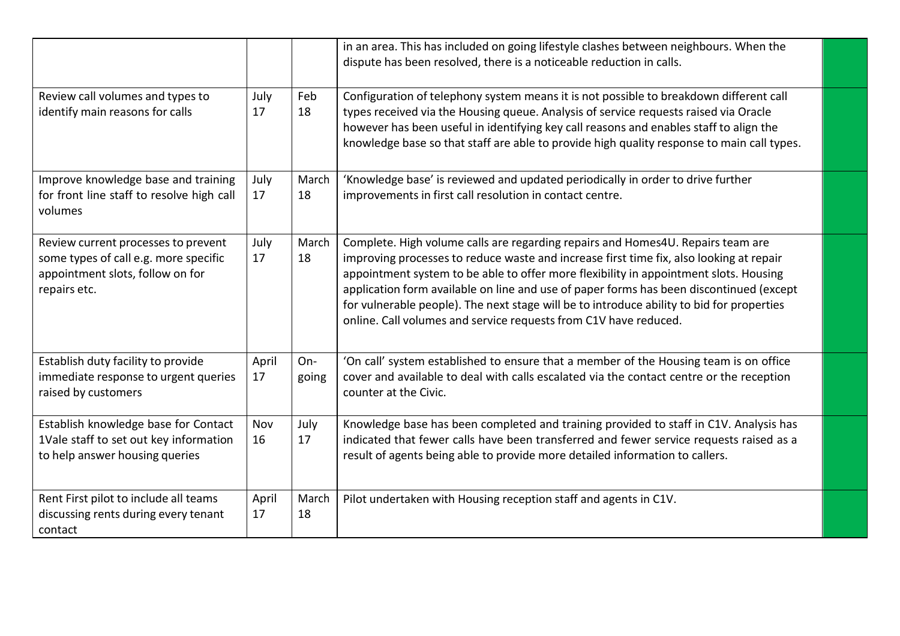| | | | | |
|---|---|---|---|---|
| | | | in an area. This has included on going lifestyle clashes between neighbours. When the dispute has been resolved, there is a noticeable reduction in calls. | |
| Review call volumes and types to identify main reasons for calls | July 17 | Feb 18 | Configuration of telephony system means it is not possible to breakdown different call types received via the Housing queue. Analysis of service requests raised via Oracle however has been useful in identifying key call reasons and enables staff to align the knowledge base so that staff are able to provide high quality response to main call types. | |
| Improve knowledge base and training for front line staff to resolve high call volumes | July 17 | March 18 | 'Knowledge base' is reviewed and updated periodically in order to drive further improvements in first call resolution in contact centre. | |
| Review current processes to prevent some types of call e.g. more specific appointment slots, follow on for repairs etc. | July 17 | March 18 | Complete. High volume calls are regarding repairs and Homes4U. Repairs team are improving processes to reduce waste and increase first time fix, also looking at repair appointment system to be able to offer more flexibility in appointment slots. Housing application form available on line and use of paper forms has been discontinued (except for vulnerable people). The next stage will be to introduce ability to bid for properties online. Call volumes and service requests from C1V have reduced. | |
| Establish duty facility to provide immediate response to urgent queries raised by customers | April 17 | On-going | 'On call' system established to ensure that a member of the Housing team is on office cover and available to deal with calls escalated via the contact centre or the reception counter at the Civic. | |
| Establish knowledge base for Contact 1Vale staff to set out key information to help answer housing queries | Nov 16 | July 17 | Knowledge base has been completed and training provided to staff in C1V. Analysis has indicated that fewer calls have been transferred and fewer service requests raised as a result of agents being able to provide more detailed information to callers. | |
| Rent First pilot to include all teams discussing rents during every tenant contact | April 17 | March 18 | Pilot undertaken with Housing reception staff and agents in C1V. | |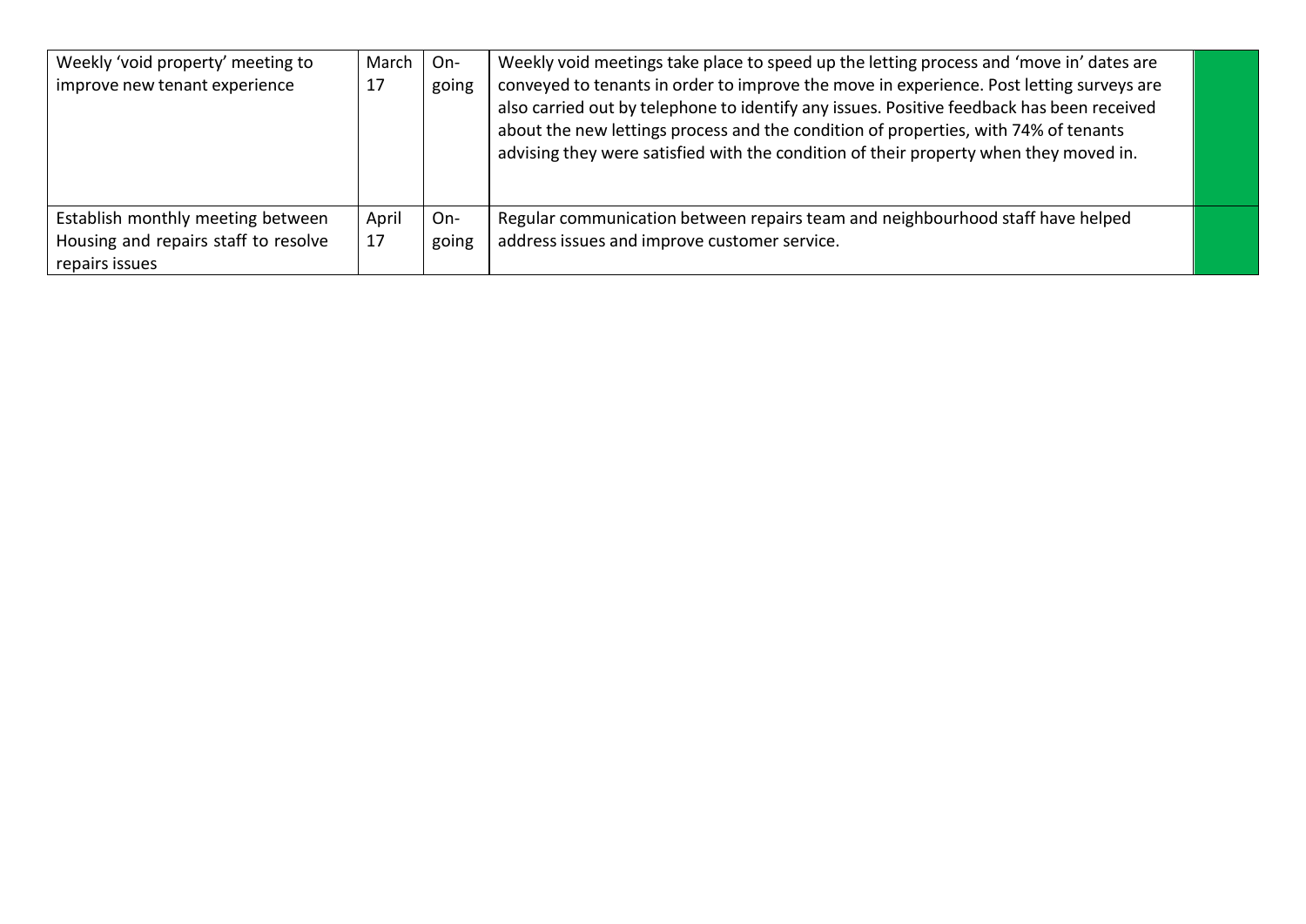| | | | | |
|---|---|---|---|---|
| Weekly 'void property' meeting to improve new tenant experience | March 17 | On-going | Weekly void meetings take place to speed up the letting process and 'move in' dates are conveyed to tenants in order to improve the move in experience. Post letting surveys are also carried out by telephone to identify any issues. Positive feedback has been received about the new lettings process and the condition of properties, with 74% of tenants advising they were satisfied with the condition of their property when they moved in. | |
| Establish monthly meeting between Housing and repairs staff to resolve repairs issues | April 17 | On-going | Regular communication between repairs team and neighbourhood staff have helped address issues and improve customer service. | |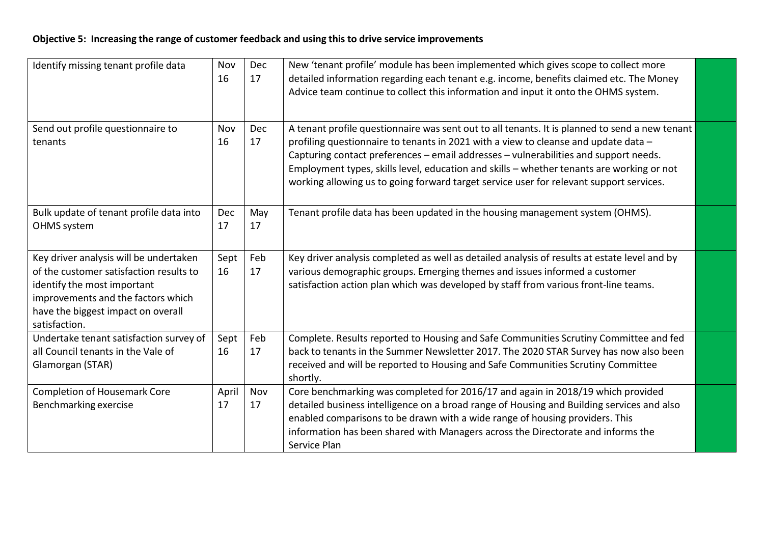**Objective 5: Increasing the range of customer feedback and using this to drive service improvements**

| | | | | |
|---|---|---|---|---|
| Identify missing tenant profile data | Nov 16 | Dec 17 | New 'tenant profile' module has been implemented which gives scope to collect more detailed information regarding each tenant e.g. income, benefits claimed etc. The Money Advice team continue to collect this information and input it onto the OHMS system. | |
| Send out profile questionnaire to tenants | Nov 16 | Dec 17 | A tenant profile questionnaire was sent out to all tenants. It is planned to send a new tenant profiling questionnaire to tenants in 2021 with a view to cleanse and update data – Capturing contact preferences – email addresses – vulnerabilities and support needs. Employment types, skills level, education and skills – whether tenants are working or not working allowing us to going forward target service user for relevant support services. | |
| Bulk update of tenant profile data into OHMS system | Dec 17 | May 17 | Tenant profile data has been updated in the housing management system (OHMS). | |
| Key driver analysis will be undertaken of the customer satisfaction results to identify the most important improvements and the factors which have the biggest impact on overall satisfaction. | Sept 16 | Feb 17 | Key driver analysis completed as well as detailed analysis of results at estate level and by various demographic groups. Emerging themes and issues informed a customer satisfaction action plan which was developed by staff from various front-line teams. | |
| Undertake tenant satisfaction survey of all Council tenants in the Vale of Glamorgan (STAR) | Sept 16 | Feb 17 | Complete. Results reported to Housing and Safe Communities Scrutiny Committee and fed back to tenants in the Summer Newsletter 2017. The 2020 STAR Survey has now also been received and will be reported to Housing and Safe Communities Scrutiny Committee shortly. | |
| Completion of Housemark Core Benchmarking exercise | April 17 | Nov 17 | Core benchmarking was completed for 2016/17 and again in 2018/19 which provided detailed business intelligence on a broad range of Housing and Building services and also enabled comparisons to be drawn with a wide range of housing providers. This information has been shared with Managers across the Directorate and informs the Service Plan | |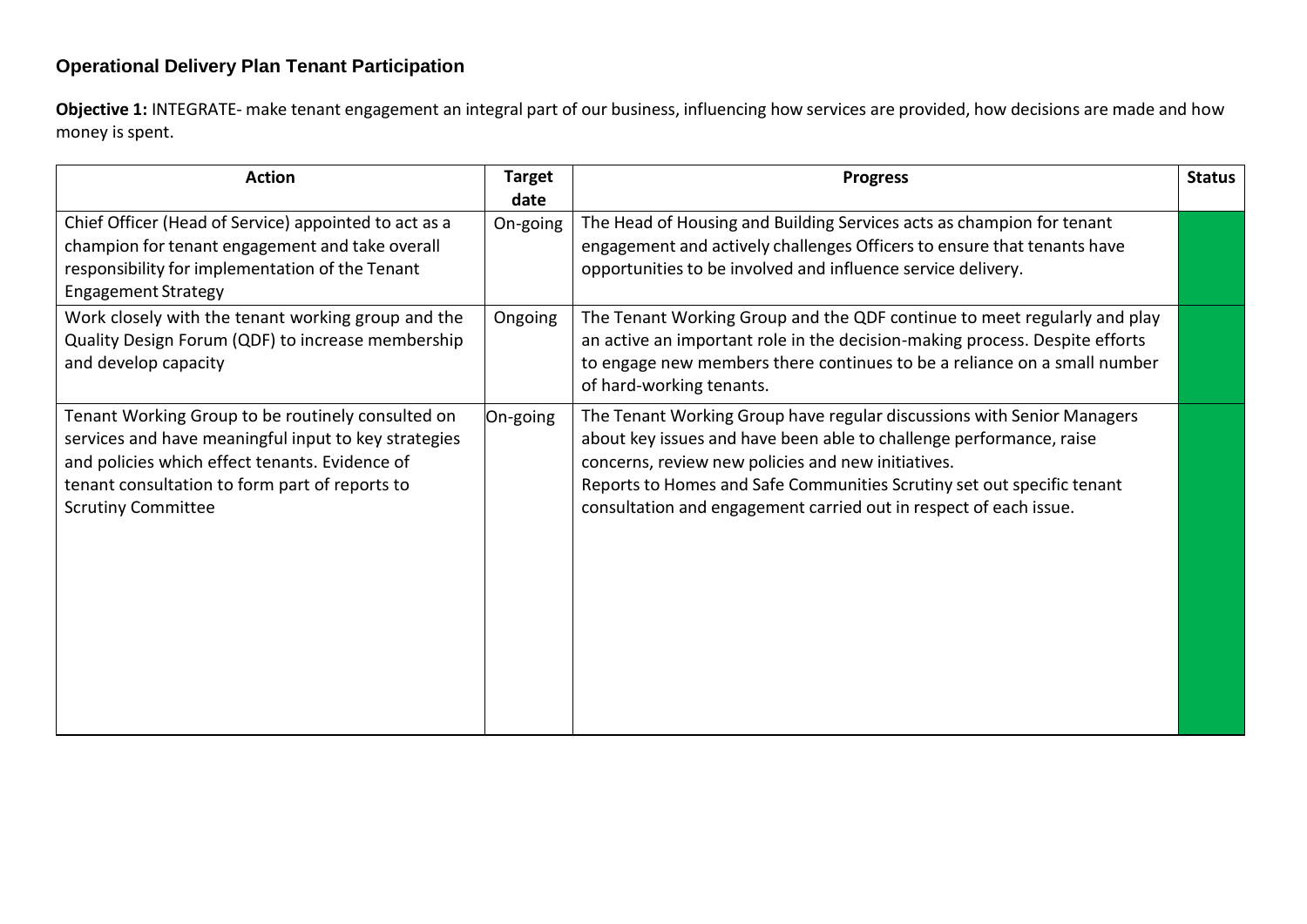**Operational Delivery Plan Tenant Participation**

**Objective 1:** INTEGRATE- make tenant engagement an integral part of our business, influencing how services are provided, how decisions are made and how money is spent.

| Action | Target date | Progress | Status |
|---|---|---|---|
| Chief Officer (Head of Service) appointed to act as a champion for tenant engagement and take overall responsibility for implementation of the Tenant Engagement Strategy | On-going | The Head of Housing and Building Services acts as champion for tenant engagement and actively challenges Officers to ensure that tenants have opportunities to be involved and influence service delivery. | |
| Work closely with the tenant working group and the Quality Design Forum (QDF) to increase membership and develop capacity | Ongoing | The Tenant Working Group and the QDF continue to meet regularly and play an active an important role in the decision-making process. Despite efforts to engage new members there continues to be a reliance on a small number of hard-working tenants. | |
| Tenant Working Group to be routinely consulted on services and have meaningful input to key strategies and policies which effect tenants. Evidence of tenant consultation to form part of reports to Scrutiny Committee | On-going | The Tenant Working Group have regular discussions with Senior Managers about key issues and have been able to challenge performance, raise concerns, review new policies and new initiatives.<br>Reports to Homes and Safe Communities Scrutiny set out specific tenant consultation and engagement carried out in respect of each issue. | |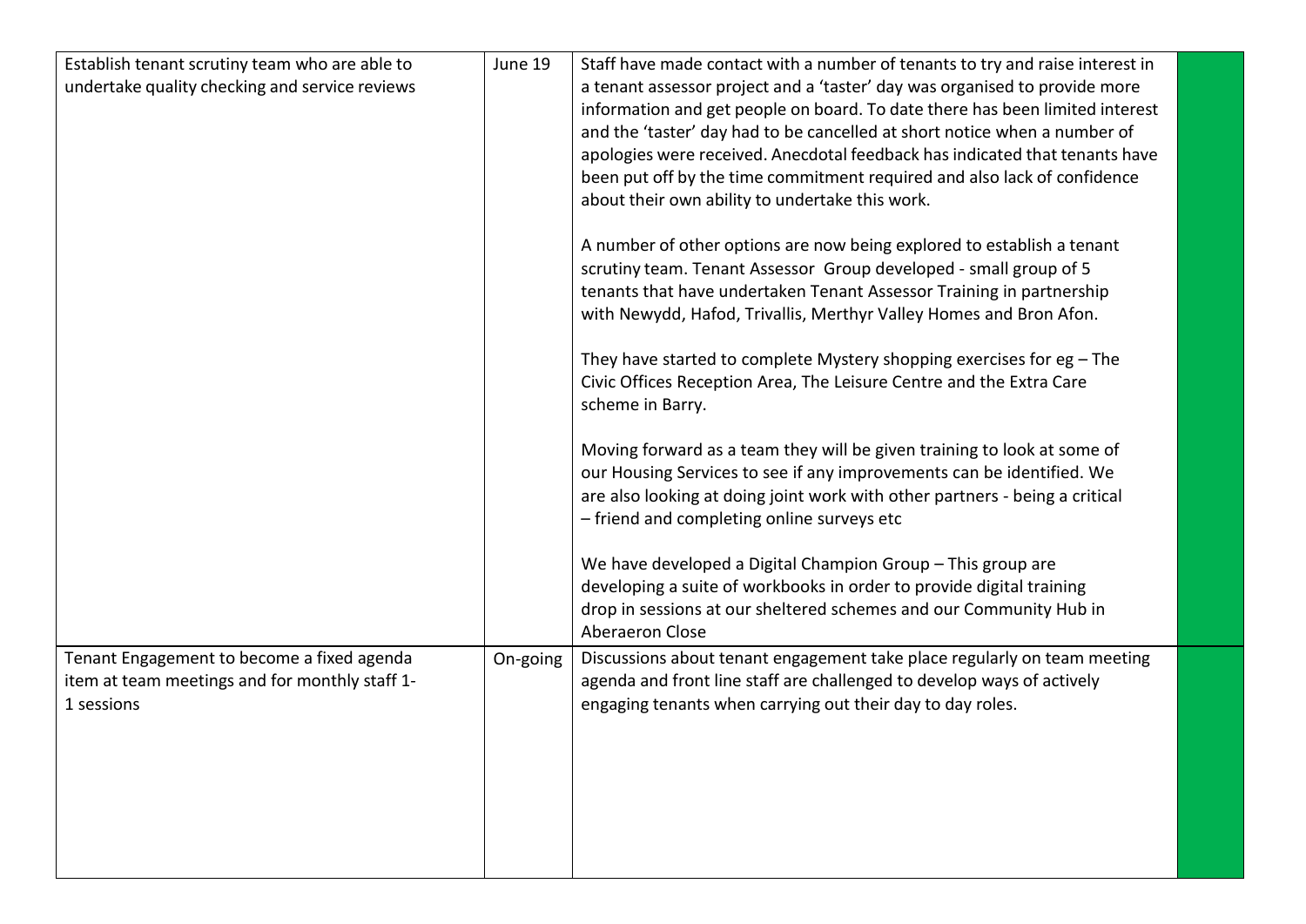| | | | |
|---|---|---|---|
| Establish tenant scrutiny team who are able to undertake quality checking and service reviews | June 19 | Staff have made contact with a number of tenants to try and raise interest in a tenant assessor project and a 'taster' day was organised to provide more information and get people on board. To date there has been limited interest and the 'taster' day had to be cancelled at short notice when a number of apologies were received. Anecdotal feedback has indicated that tenants have been put off by the time commitment required and also lack of confidence about their own ability to undertake this work.<br><br>A number of other options are now being explored to establish a tenant scrutiny team. Tenant Assessor Group developed - small group of 5 tenants that have undertaken Tenant Assessor Training in partnership with Newydd, Hafod, Trivallis, Merthyr Valley Homes and Bron Afon.<br><br>They have started to complete Mystery shopping exercises for eg – The Civic Offices Reception Area, The Leisure Centre and the Extra Care scheme in Barry.<br><br>Moving forward as a team they will be given training to look at some of our Housing Services to see if any improvements can be identified. We are also looking at doing joint work with other partners - being a critical – friend and completing online surveys etc<br><br>We have developed a Digital Champion Group – This group are developing a suite of workbooks in order to provide digital training drop in sessions at our sheltered schemes and our Community Hub in Aberaeron Close | |
| Tenant Engagement to become a fixed agenda item at team meetings and for monthly staff 1-1 sessions | On-going | Discussions about tenant engagement take place regularly on team meeting agenda and front line staff are challenged to develop ways of actively engaging tenants when carrying out their day to day roles. | |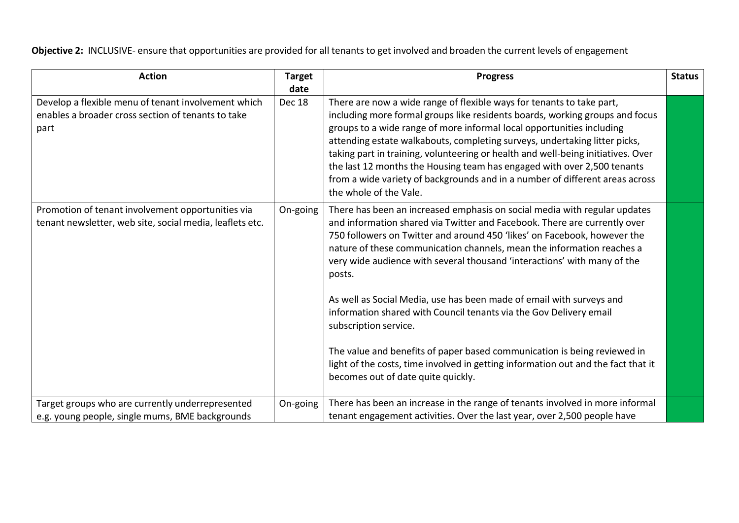**Objective 2:** INCLUSIVE- ensure that opportunities are provided for all tenants to get involved and broaden the current levels of engagement

| Action | Target date | Progress | Status |
|---|---|---|---|
| Develop a flexible menu of tenant involvement which enables a broader cross section of tenants to take part | Dec 18 | There are now a wide range of flexible ways for tenants to take part, including more formal groups like residents boards, working groups and focus groups to a wide range of more informal local opportunities including attending estate walkabouts, completing surveys, undertaking litter picks, taking part in training, volunteering or health and well-being initiatives. Over the last 12 months the Housing team has engaged with over 2,500 tenants from a wide variety of backgrounds and in a number of different areas across the whole of the Vale. | |
| Promotion of tenant involvement opportunities via tenant newsletter, web site, social media, leaflets etc. | On-going | There has been an increased emphasis on social media with regular updates and information shared via Twitter and Facebook. There are currently over 750 followers on Twitter and around 450 'likes' on Facebook, however the nature of these communication channels, mean the information reaches a very wide audience with several thousand 'interactions' with many of the posts.<br><br>As well as Social Media, use has been made of email with surveys and information shared with Council tenants via the Gov Delivery email subscription service.<br><br>The value and benefits of paper based communication is being reviewed in light of the costs, time involved in getting information out and the fact that it becomes out of date quite quickly. | |
| Target groups who are currently underrepresented e.g. young people, single mums, BME backgrounds | On-going | There has been an increase in the range of tenants involved in more informal tenant engagement activities. Over the last year, over 2,500 people have | |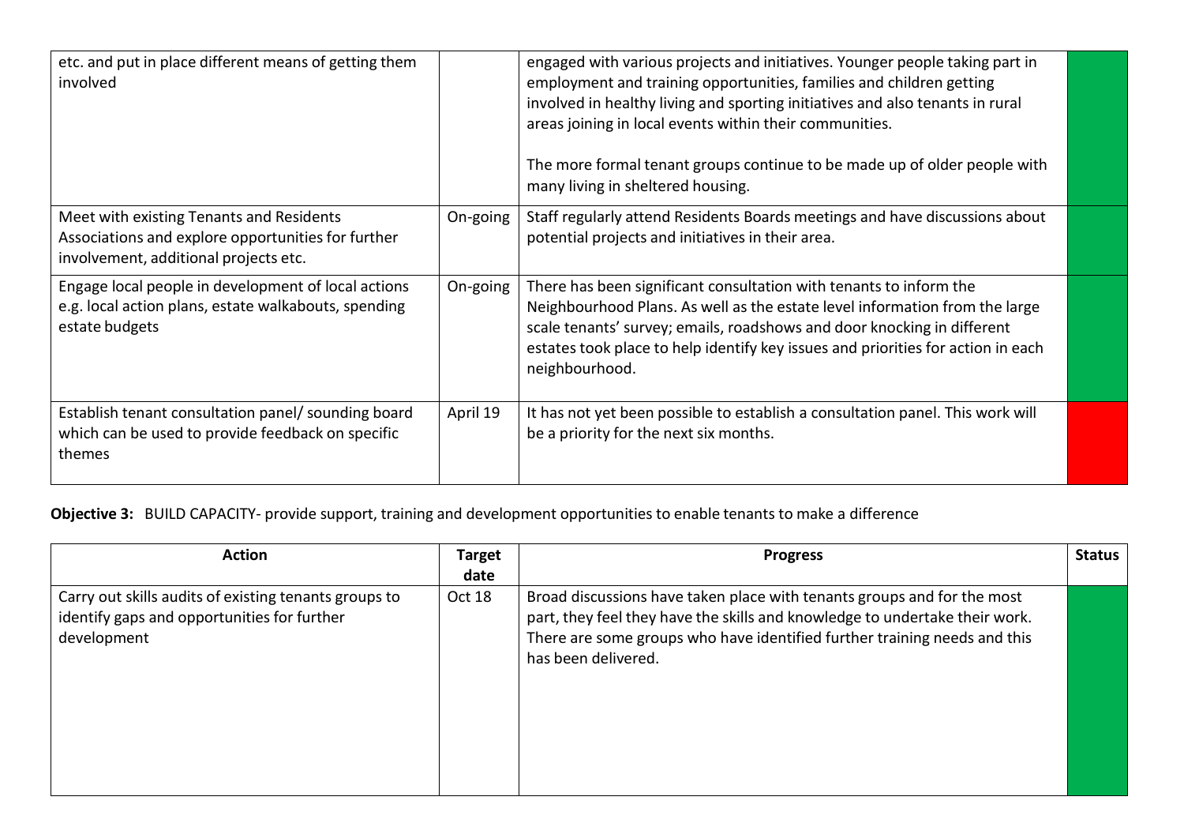| Action | Target date | Progress | Status |
|---|---|---|---|
| etc. and put in place different means of getting them involved | | engaged with various projects and initiatives. Younger people taking part in employment and training opportunities, families and children getting involved in healthy living and sporting initiatives and also tenants in rural areas joining in local events within their communities. The more formal tenant groups continue to be made up of older people with many living in sheltered housing. | |
| Meet with existing Tenants and Residents Associations and explore opportunities for further involvement, additional projects etc. | On-going | Staff regularly attend Residents Boards meetings and have discussions about potential projects and initiatives in their area. | |
| Engage local people in development of local actions e.g. local action plans, estate walkabouts, spending estate budgets | On-going | There has been significant consultation with tenants to inform the Neighbourhood Plans. As well as the estate level information from the large scale tenants' survey; emails, roadshows and door knocking in different estates took place to help identify key issues and priorities for action in each neighbourhood. | |
| Establish tenant consultation panel/ sounding board which can be used to provide feedback on specific themes | April 19 | It has not yet been possible to establish a consultation panel. This work will be a priority for the next six months. | |

**Objective 3:** BUILD CAPACITY- provide support, training and development opportunities to enable tenants to make a difference

| Action | Target date | Progress | Status |
|---|---|---|---|
| Carry out skills audits of existing tenants groups to identify gaps and opportunities for further development | Oct 18 | Broad discussions have taken place with tenants groups and for the most part, they feel they have the skills and knowledge to undertake their work. There are some groups who have identified further training needs and this has been delivered. | |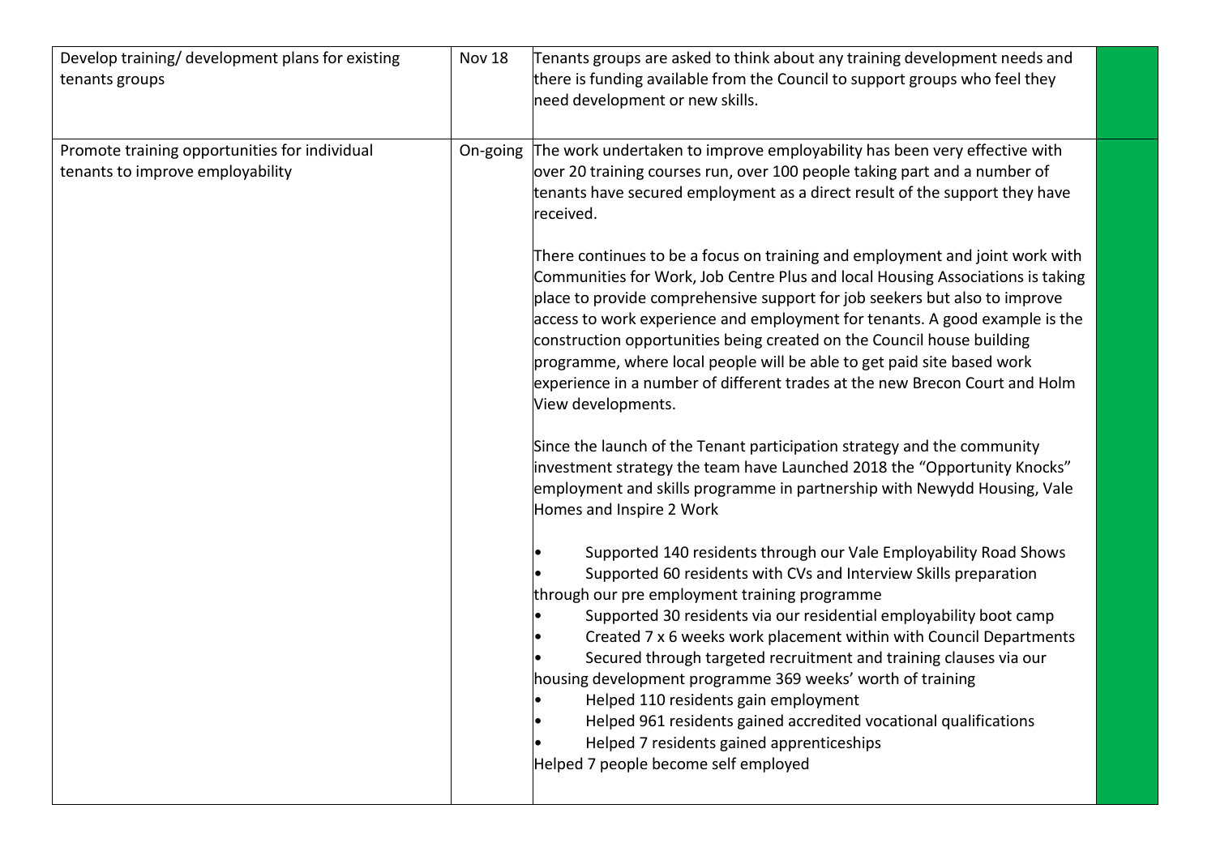| | | | |
|---|---|---|---|
| Develop training/ development plans for existing tenants groups | Nov 18 | Tenants groups are asked to think about any training development needs and there is funding available from the Council to support groups who feel they need development or new skills. | |
| Promote training opportunities for individual tenants to improve employability | On-going | The work undertaken to improve employability has been very effective with over 20 training courses run, over 100 people taking part and a number of tenants have secured employment as a direct result of the support they have received.<br><br>There continues to be a focus on training and employment and joint work with Communities for Work, Job Centre Plus and local Housing Associations is taking place to provide comprehensive support for job seekers but also to improve access to work experience and employment for tenants. A good example is the construction opportunities being created on the Council house building programme, where local people will be able to get paid site based work experience in a number of different trades at the new Brecon Court and Holm View developments.<br><br>Since the launch of the Tenant participation strategy and the community investment strategy the team have Launched 2018 the "Opportunity Knocks" employment and skills programme in partnership with Newydd Housing, Vale Homes and Inspire 2 Work<br><br>• Supported 140 residents through our Vale Employability Road Shows<br>• Supported 60 residents with CVs and Interview Skills preparation through our pre employment training programme<br>• Supported 30 residents via our residential employability boot camp<br>• Created 7 x 6 weeks work placement within with Council Departments<br>• Secured through targeted recruitment and training clauses via our housing development programme 369 weeks' worth of training<br>• Helped 110 residents gain employment<br>• Helped 961 residents gained accredited vocational qualifications<br>• Helped 7 residents gained apprenticeships<br>Helped 7 people become self employed | |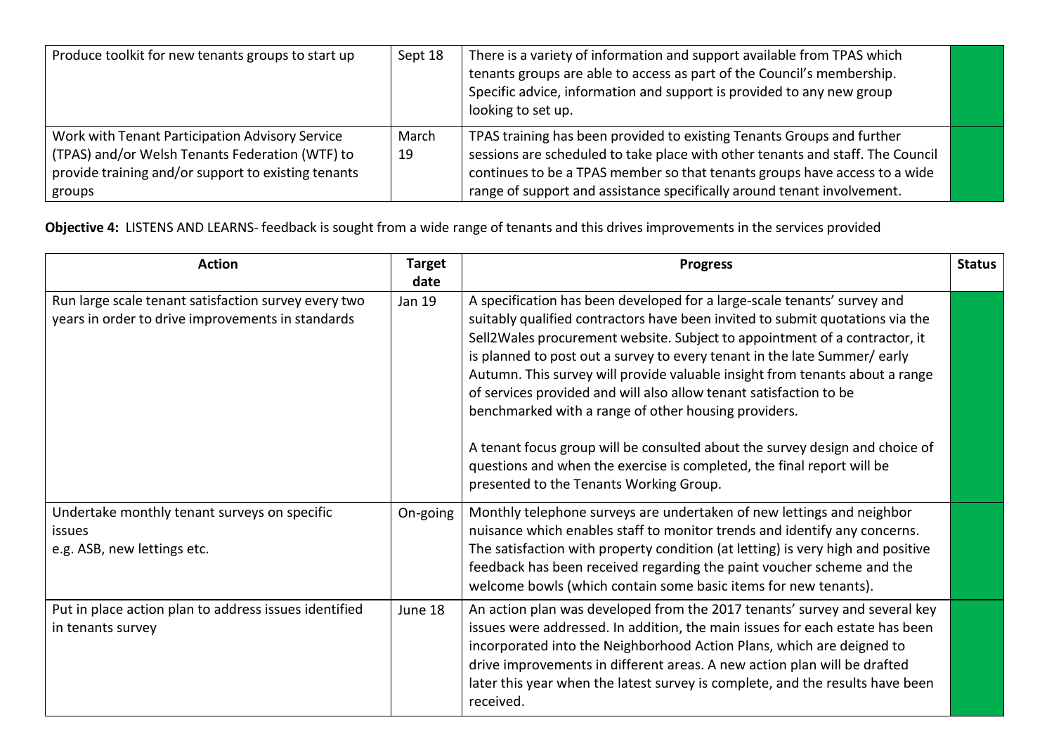| Produce toolkit for new tenants groups to start up | Sept 18 | There is a variety of information and support available from TPAS which tenants groups are able to access as part of the Council's membership. Specific advice, information and support is provided to any new group looking to set up. | |
|---|---|---|---|
| Work with Tenant Participation Advisory Service (TPAS) and/or Welsh Tenants Federation (WTF) to provide training and/or support to existing tenants groups | March 19 | TPAS training has been provided to existing Tenants Groups and further sessions are scheduled to take place with other tenants and staff. The Council continues to be a TPAS member so that tenants groups have access to a wide range of support and assistance specifically around tenant involvement. | |

**Objective 4:** LISTENS AND LEARNS- feedback is sought from a wide range of tenants and this drives improvements in the services provided

| Action | Target date | Progress | Status |
|---|---|---|---|
| Run large scale tenant satisfaction survey every two years in order to drive improvements in standards | Jan 19 | A specification has been developed for a large-scale tenants' survey and suitably qualified contractors have been invited to submit quotations via the Sell2Wales procurement website. Subject to appointment of a contractor, it is planned to post out a survey to every tenant in the late Summer/ early Autumn. This survey will provide valuable insight from tenants about a range of services provided and will also allow tenant satisfaction to be benchmarked with a range of other housing providers.<br><br>A tenant focus group will be consulted about the survey design and choice of questions and when the exercise is completed, the final report will be presented to the Tenants Working Group. | |
| Undertake monthly tenant surveys on specific issues e.g. ASB, new lettings etc. | On-going | Monthly telephone surveys are undertaken of new lettings and neighbor nuisance which enables staff to monitor trends and identify any concerns. The satisfaction with property condition (at letting) is very high and positive feedback has been received regarding the paint voucher scheme and the welcome bowls (which contain some basic items for new tenants). | |
| Put in place action plan to address issues identified in tenants survey | June 18 | An action plan was developed from the 2017 tenants' survey and several key issues were addressed. In addition, the main issues for each estate has been incorporated into the Neighborhood Action Plans, which are deigned to drive improvements in different areas. A new action plan will be drafted later this year when the latest survey is complete, and the results have been received. | |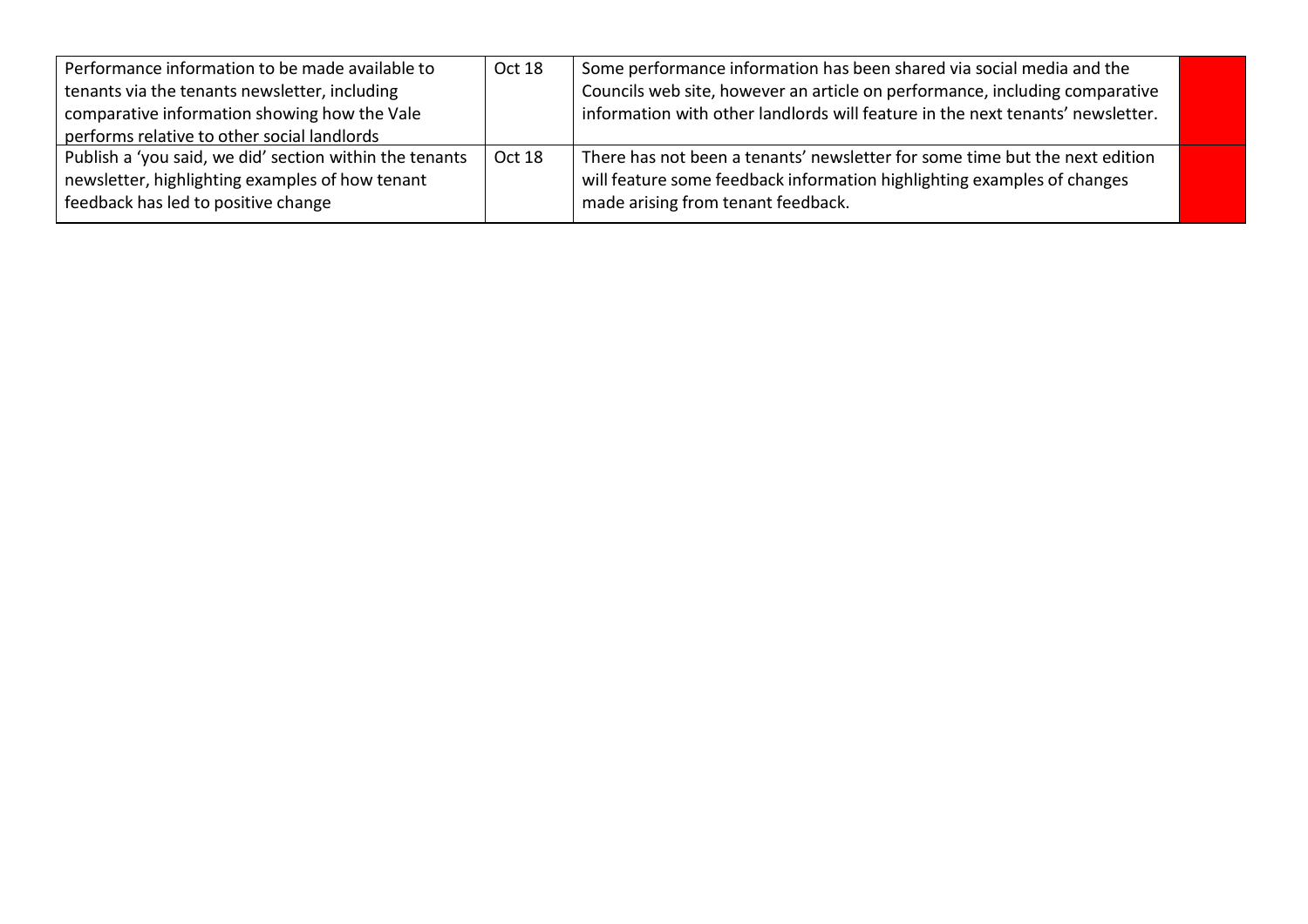| | | | |
|---|---|---|---|
| Performance information to be made available to tenants via the tenants newsletter, including comparative information showing how the Vale performs relative to other social landlords | Oct 18 | Some performance information has been shared via social media and the Councils web site, however an article on performance, including comparative information with other landlords will feature in the next tenants' newsletter. | |
| Publish a 'you said, we did' section within the tenants newsletter, highlighting examples of how tenant feedback has led to positive change | Oct 18 | There has not been a tenants' newsletter for some time but the next edition will feature some feedback information highlighting examples of changes made arising from tenant feedback. | |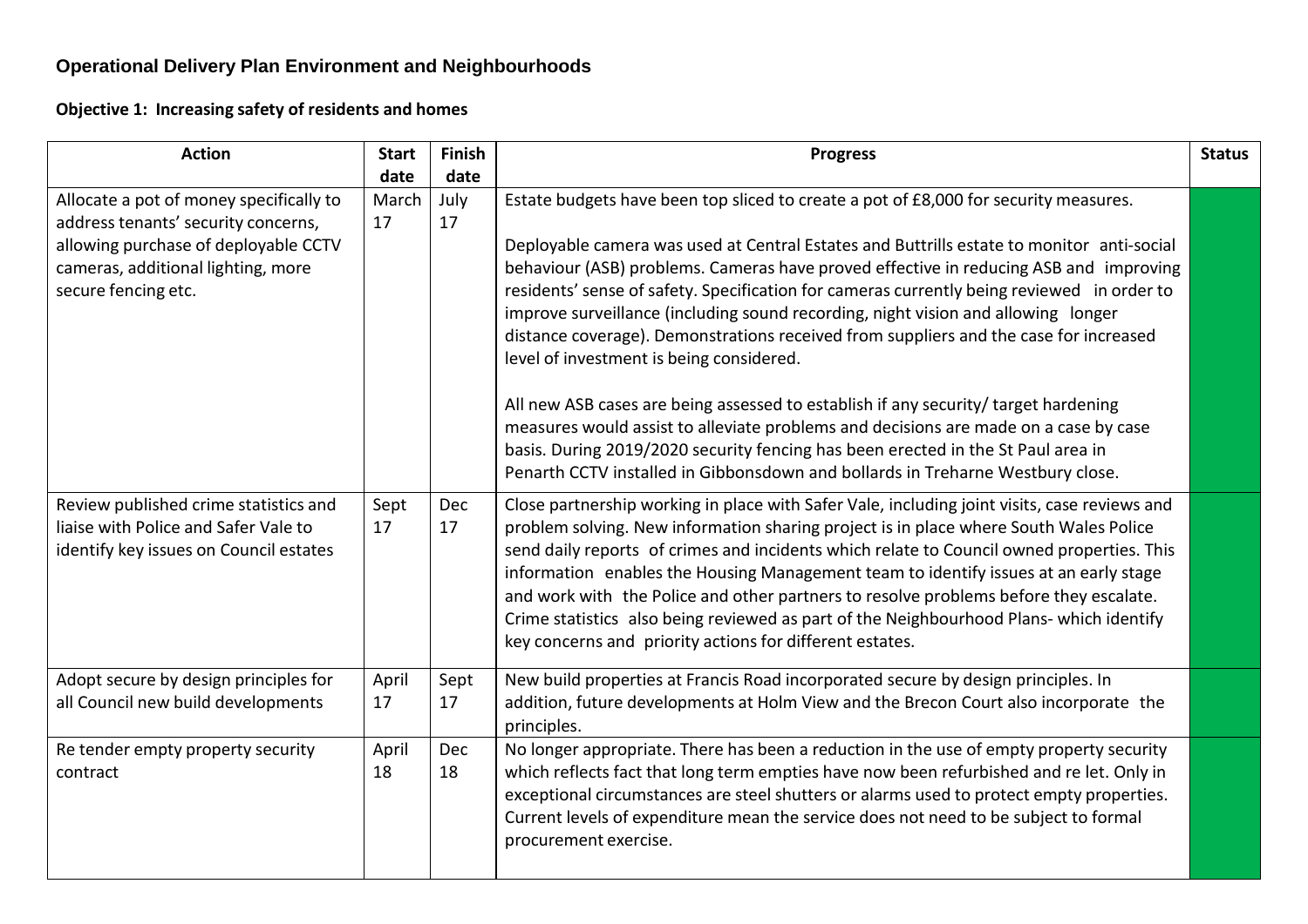## Operational Delivery Plan Environment and Neighbourhoods

### Objective 1: Increasing safety of residents and homes

| Action | Start date | Finish date | Progress | Status |
|---|---|---|---|---|
| Allocate a pot of money specifically to address tenants' security concerns, allowing purchase of deployable CCTV cameras, additional lighting, more secure fencing etc. | March 17 | July 17 | Estate budgets have been top sliced to create a pot of £8,000 for security measures.<br><br>Deployable camera was used at Central Estates and Buttrills estate to monitor anti-social behaviour (ASB) problems. Cameras have proved effective in reducing ASB and improving residents' sense of safety. Specification for cameras currently being reviewed in order to improve surveillance (including sound recording, night vision and allowing longer distance coverage). Demonstrations received from suppliers and the case for increased level of investment is being considered.<br><br>All new ASB cases are being assessed to establish if any security/ target hardening measures would assist to alleviate problems and decisions are made on a case by case basis. During 2019/2020 security fencing has been erected in the St Paul area in Penarth CCTV installed in Gibbonsdown and bollards in Treharne Westbury close. | |
| Review published crime statistics and liaise with Police and Safer Vale to identify key issues on Council estates | Sept 17 | Dec 17 | Close partnership working in place with Safer Vale, including joint visits, case reviews and problem solving. New information sharing project is in place where South Wales Police send daily reports of crimes and incidents which relate to Council owned properties. This information enables the Housing Management team to identify issues at an early stage and work with the Police and other partners to resolve problems before they escalate. Crime statistics also being reviewed as part of the Neighbourhood Plans- which identify key concerns and priority actions for different estates. | |
| Adopt secure by design principles for all Council new build developments | April 17 | Sept 17 | New build properties at Francis Road incorporated secure by design principles. In addition, future developments at Holm View and the Brecon Court also incorporate the principles. | |
| Re tender empty property security contract | April 18 | Dec 18 | No longer appropriate. There has been a reduction in the use of empty property security which reflects fact that long term empties have now been refurbished and re let. Only in exceptional circumstances are steel shutters or alarms used to protect empty properties. Current levels of expenditure mean the service does not need to be subject to formal procurement exercise. | |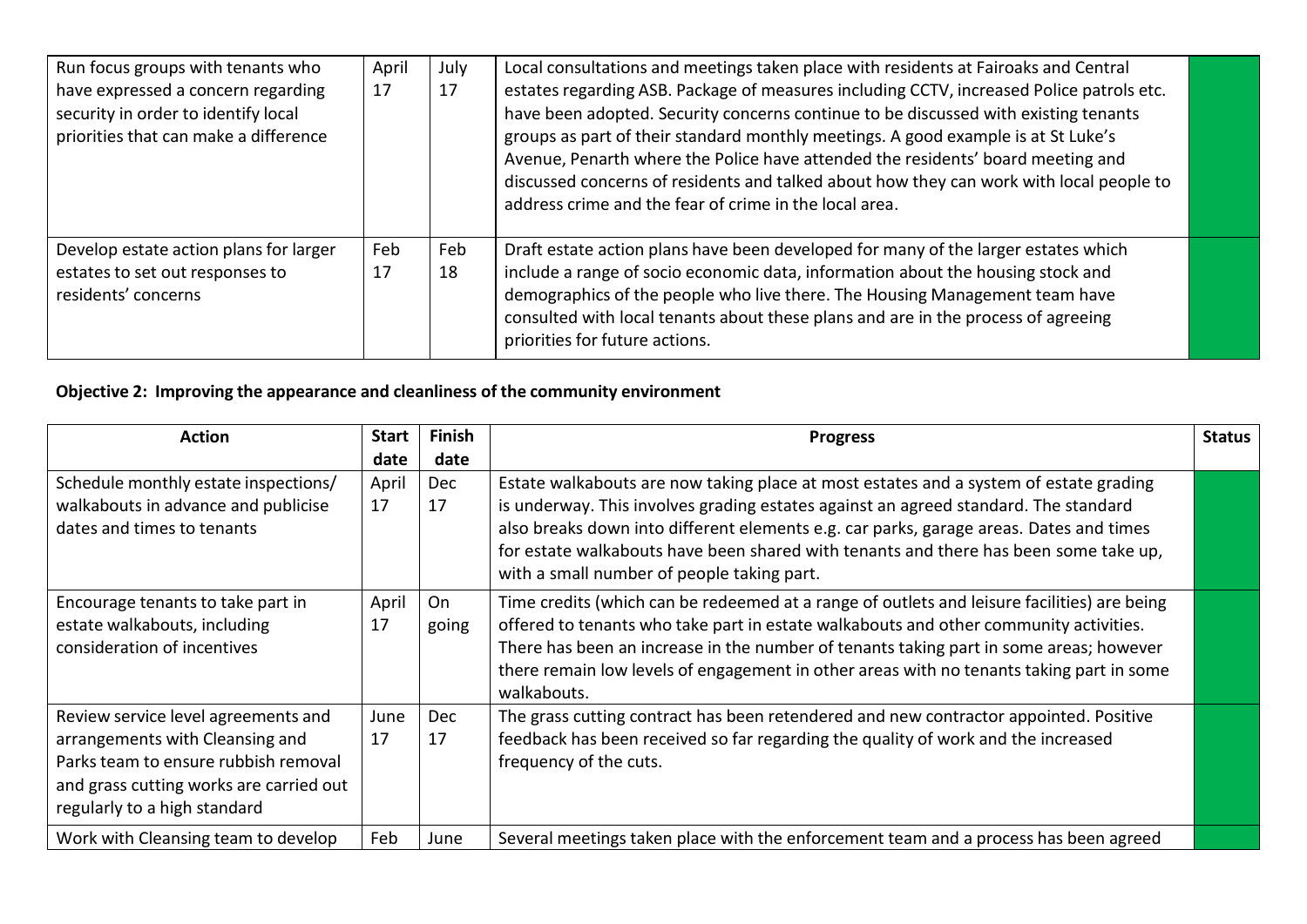| | | | | |
|---|---|---|---|---|
| Run focus groups with tenants who have expressed a concern regarding security in order to identify local priorities that can make a difference | April 17 | July 17 | Local consultations and meetings taken place with residents at Fairoaks and Central estates regarding ASB. Package of measures including CCTV, increased Police patrols etc. have been adopted. Security concerns continue to be discussed with existing tenants groups as part of their standard monthly meetings. A good example is at St Luke's Avenue, Penarth where the Police have attended the residents' board meeting and discussed concerns of residents and talked about how they can work with local people to address crime and the fear of crime in the local area. | |
| Develop estate action plans for larger estates to set out responses to residents' concerns | Feb 17 | Feb 18 | Draft estate action plans have been developed for many of the larger estates which include a range of socio economic data, information about the housing stock and demographics of the people who live there. The Housing Management team have consulted with local tenants about these plans and are in the process of agreeing priorities for future actions. | |

**Objective 2: Improving the appearance and cleanliness of the community environment**

| Action | Start date | Finish date | Progress | Status |
|---|---|---|---|---|
| Schedule monthly estate inspections/ walkabouts in advance and publicise dates and times to tenants | April 17 | Dec 17 | Estate walkabouts are now taking place at most estates and a system of estate grading is underway. This involves grading estates against an agreed standard. The standard also breaks down into different elements e.g. car parks, garage areas. Dates and times for estate walkabouts have been shared with tenants and there has been some take up, with a small number of people taking part. | |
| Encourage tenants to take part in estate walkabouts, including consideration of incentives | April 17 | On going | Time credits (which can be redeemed at a range of outlets and leisure facilities) are being offered to tenants who take part in estate walkabouts and other community activities. There has been an increase in the number of tenants taking part in some areas; however there remain low levels of engagement in other areas with no tenants taking part in some walkabouts. | |
| Review service level agreements and arrangements with Cleansing and Parks team to ensure rubbish removal and grass cutting works are carried out regularly to a high standard | June 17 | Dec 17 | The grass cutting contract has been retendered and new contractor appointed. Positive feedback has been received so far regarding the quality of work and the increased frequency of the cuts. | |
| Work with Cleansing team to develop | Feb | June | Several meetings taken place with the enforcement team and a process has been agreed | |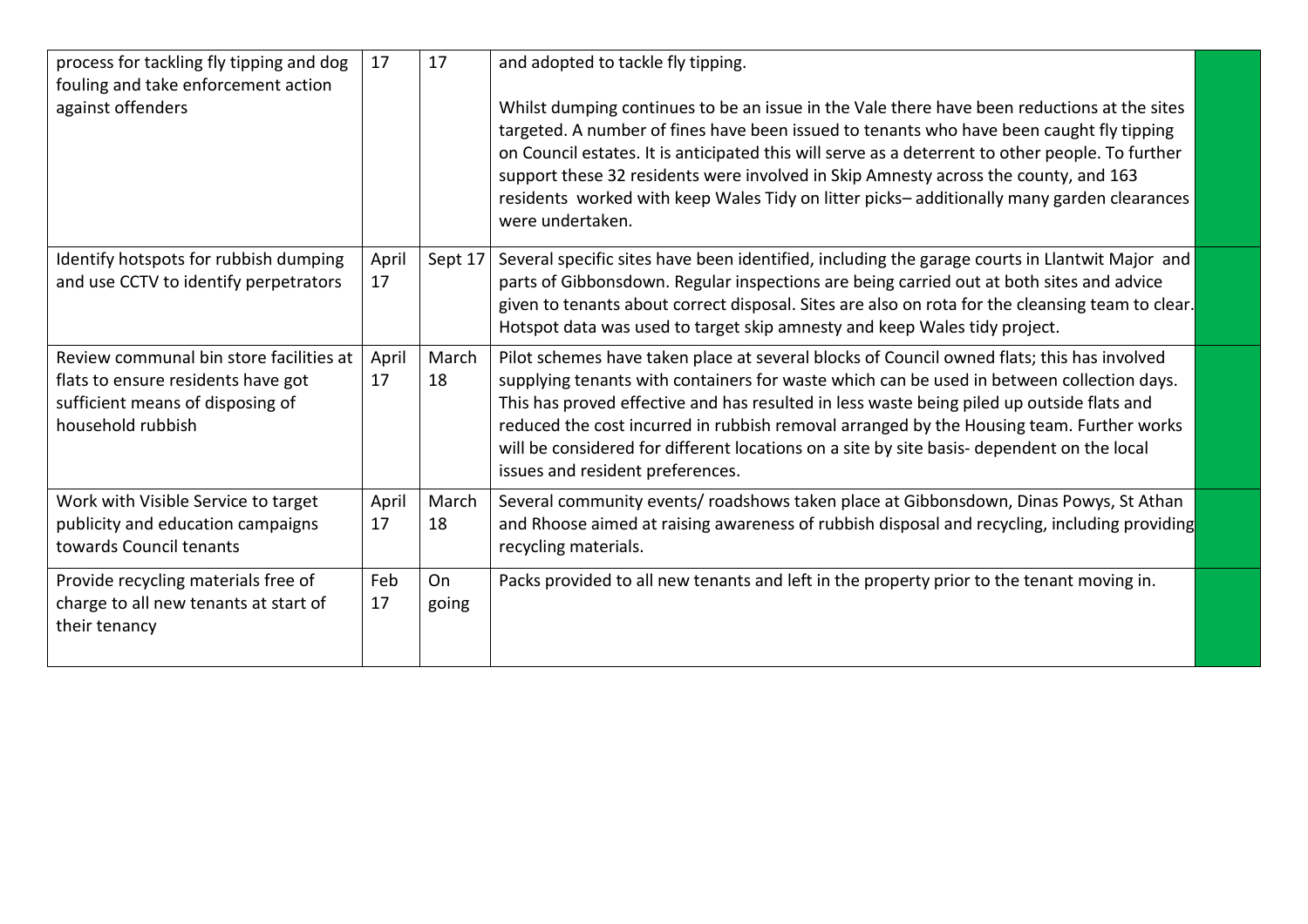| | | | | |
|---|---|---|---|---|
| process for tackling fly tipping and dog fouling and take enforcement action against offenders | 17 | 17 | and adopted to tackle fly tipping.<br><br>Whilst dumping continues to be an issue in the Vale there have been reductions at the sites targeted. A number of fines have been issued to tenants who have been caught fly tipping on Council estates. It is anticipated this will serve as a deterrent to other people. To further support these 32 residents were involved in Skip Amnesty across the county, and 163 residents worked with keep Wales Tidy on litter picks– additionally many garden clearances were undertaken. | |
| Identify hotspots for rubbish dumping and use CCTV to identify perpetrators | April 17 | Sept 17 | Several specific sites have been identified, including the garage courts in Llantwit Major and parts of Gibbonsdown. Regular inspections are being carried out at both sites and advice given to tenants about correct disposal. Sites are also on rota for the cleansing team to clear. Hotspot data was used to target skip amnesty and keep Wales tidy project. | |
| Review communal bin store facilities at flats to ensure residents have got sufficient means of disposing of household rubbish | April 17 | March 18 | Pilot schemes have taken place at several blocks of Council owned flats; this has involved supplying tenants with containers for waste which can be used in between collection days. This has proved effective and has resulted in less waste being piled up outside flats and reduced the cost incurred in rubbish removal arranged by the Housing team. Further works will be considered for different locations on a site by site basis- dependent on the local issues and resident preferences. | |
| Work with Visible Service to target publicity and education campaigns towards Council tenants | April 17 | March 18 | Several community events/ roadshows taken place at Gibbonsdown, Dinas Powys, St Athan and Rhoose aimed at raising awareness of rubbish disposal and recycling, including providing recycling materials. | |
| Provide recycling materials free of charge to all new tenants at start of their tenancy | Feb 17 | On going | Packs provided to all new tenants and left in the property prior to the tenant moving in. | |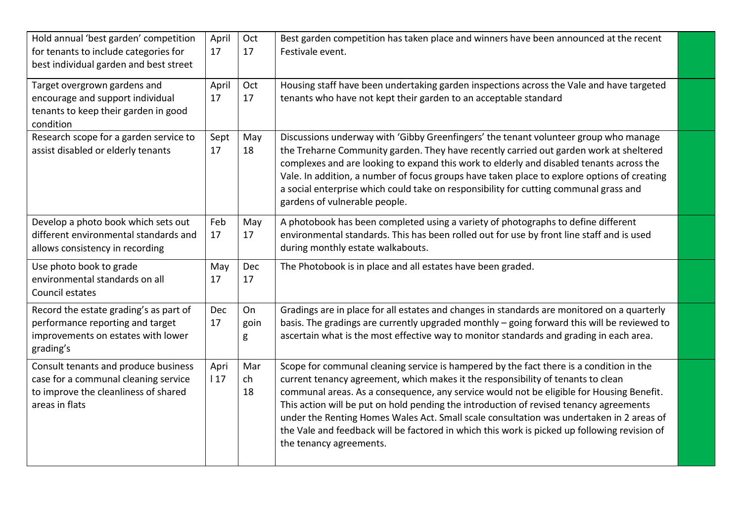| Hold annual 'best garden' competition for tenants to include categories for best individual garden and best street | April 17 | Oct 17 | Best garden competition has taken place and winners have been announced at the recent Festivale event. | |
|---|---|---|---|---|
| Target overgrown gardens and encourage and support individual tenants to keep their garden in good condition | April 17 | Oct 17 | Housing staff have been undertaking garden inspections across the Vale and have targeted tenants who have not kept their garden to an acceptable standard | |
| Research scope for a garden service to assist disabled or elderly tenants | Sept 17 | May 18 | Discussions underway with 'Gibby Greenfingers' the tenant volunteer group who manage the Treharne Community garden. They have recently carried out garden work at sheltered complexes and are looking to expand this work to elderly and disabled tenants across the Vale. In addition, a number of focus groups have taken place to explore options of creating a social enterprise which could take on responsibility for cutting communal grass and gardens of vulnerable people. | |
| Develop a photo book which sets out different environmental standards and allows consistency in recording | Feb 17 | May 17 | A photobook has been completed using a variety of photographs to define different environmental standards. This has been rolled out for use by front line staff and is used during monthly estate walkabouts. | |
| Use photo book to grade environmental standards on all Council estates | May 17 | Dec 17 | The Photobook is in place and all estates have been graded. | |
| Record the estate grading's as part of performance reporting and target improvements on estates with lower grading's | Dec 17 | On going | Gradings are in place for all estates and changes in standards are monitored on a quarterly basis. The gradings are currently upgraded monthly – going forward this will be reviewed to ascertain what is the most effective way to monitor standards and grading in each area. | |
| Consult tenants and produce business case for a communal cleaning service to improve the cleanliness of shared areas in flats | April 17 | March 18 | Scope for communal cleaning service is hampered by the fact there is a condition in the current tenancy agreement, which makes it the responsibility of tenants to clean communal areas. As a consequence, any service would not be eligible for Housing Benefit. This action will be put on hold pending the introduction of revised tenancy agreements under the Renting Homes Wales Act. Small scale consultation was undertaken in 2 areas of the Vale and feedback will be factored in which this work is picked up following revision of the tenancy agreements. | |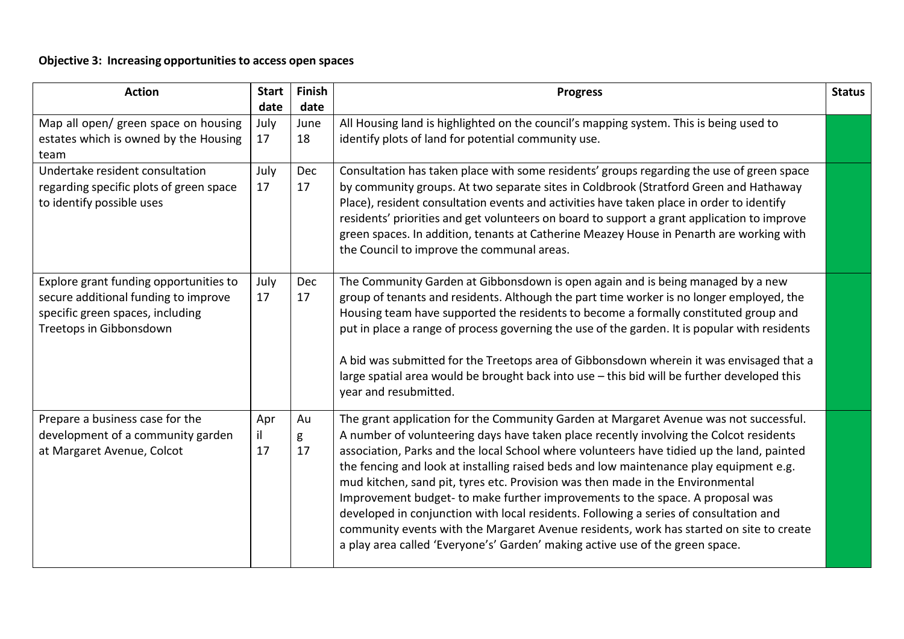**Objective 3: Increasing opportunities to access open spaces**

| Action | Start date | Finish date | Progress | Status |
|---|---|---|---|---|
| Map all open/ green space on housing estates which is owned by the Housing team | July 17 | June 18 | All Housing land is highlighted on the council's mapping system. This is being used to identify plots of land for potential community use. | |
| Undertake resident consultation regarding specific plots of green space to identify possible uses | July 17 | Dec 17 | Consultation has taken place with some residents' groups regarding the use of green space by community groups. At two separate sites in Coldbrook (Stratford Green and Hathaway Place), resident consultation events and activities have taken place in order to identify residents' priorities and get volunteers on board to support a grant application to improve green spaces. In addition, tenants at Catherine Meazey House in Penarth are working with the Council to improve the communal areas. | |
| Explore grant funding opportunities to secure additional funding to improve specific green spaces, including Treetops in Gibbonsdown | July 17 | Dec 17 | The Community Garden at Gibbonsdown is open again and is being managed by a new group of tenants and residents. Although the part time worker is no longer employed, the Housing team have supported the residents to become a formally constituted group and put in place a range of process governing the use of the garden. It is popular with residents<br><br>A bid was submitted for the Treetops area of Gibbonsdown wherein it was envisaged that a large spatial area would be brought back into use – this bid will be further developed this year and resubmitted. | |
| Prepare a business case for the development of a community garden at Margaret Avenue, Colcot | April 17 | Aug 17 | The grant application for the Community Garden at Margaret Avenue was not successful. A number of volunteering days have taken place recently involving the Colcot residents association, Parks and the local School where volunteers have tidied up the land, painted the fencing and look at installing raised beds and low maintenance play equipment e.g. mud kitchen, sand pit, tyres etc. Provision was then made in the Environmental Improvement budget- to make further improvements to the space. A proposal was developed in conjunction with local residents. Following a series of consultation and community events with the Margaret Avenue residents, work has started on site to create a play area called 'Everyone's' Garden' making active use of the green space. | |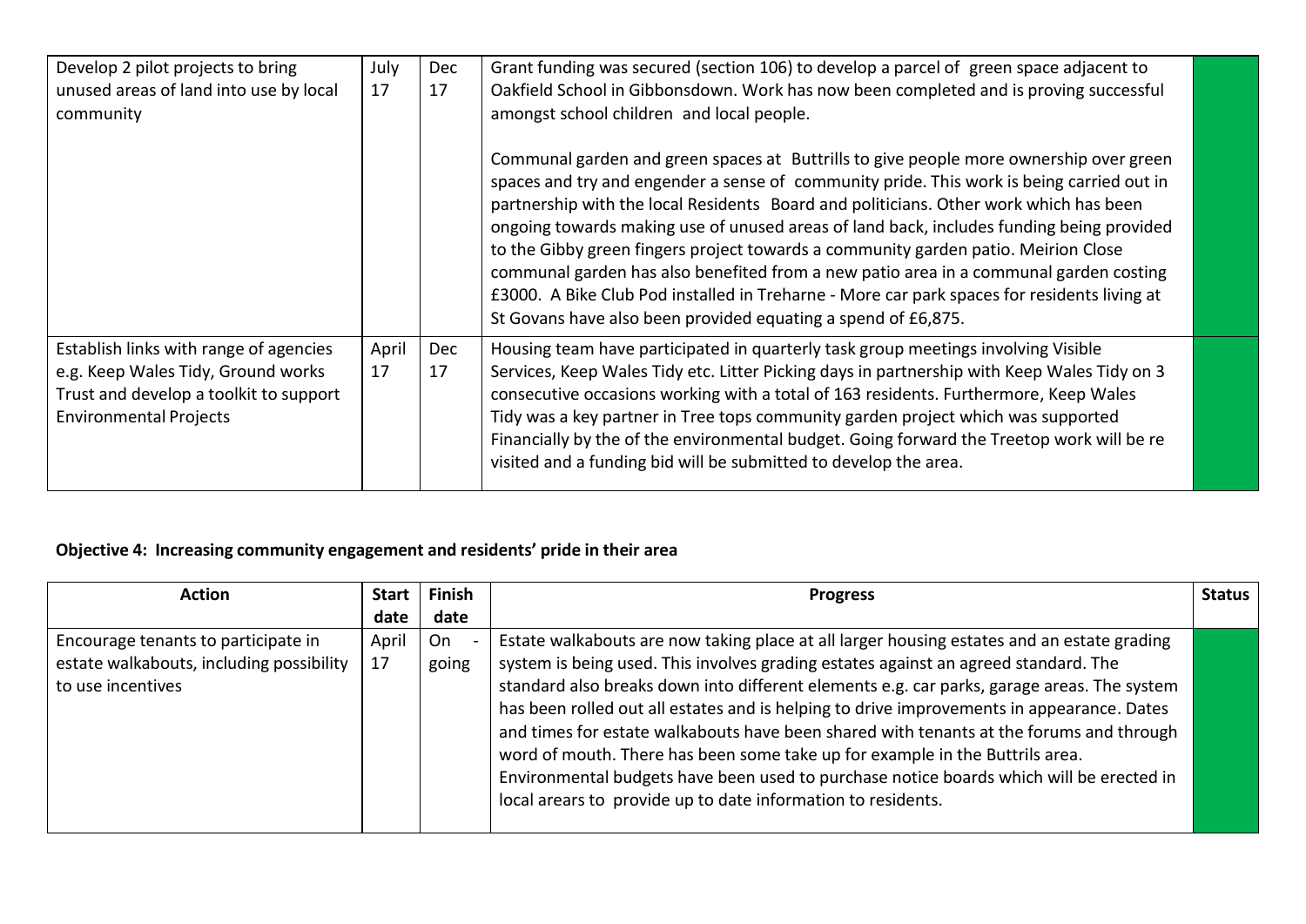| Develop 2 pilot projects to bring unused areas of land into use by local community | July 17 | Dec 17 | Grant funding was secured (section 106) to develop a parcel of green space adjacent to Oakfield School in Gibbonsdown. Work has now been completed and is proving successful amongst school children and local people.<br><br>Communal garden and green spaces at Buttrills to give people more ownership over green spaces and try and engender a sense of community pride. This work is being carried out in partnership with the local Residents Board and politicians. Other work which has been ongoing towards making use of unused areas of land back, includes funding being provided to the Gibby green fingers project towards a community garden patio. Meirion Close communal garden has also benefited from a new patio area in a communal garden costing £3000. A Bike Club Pod installed in Treharne - More car park spaces for residents living at St Govans have also been provided equating a spend of £6,875. | |
|---|---|---|---|---|
| Establish links with range of agencies e.g. Keep Wales Tidy, Ground works Trust and develop a toolkit to support Environmental Projects | April 17 | Dec 17 | Housing team have participated in quarterly task group meetings involving Visible Services, Keep Wales Tidy etc. Litter Picking days in partnership with Keep Wales Tidy on 3 consecutive occasions working with a total of 163 residents. Furthermore, Keep Wales Tidy was a key partner in Tree tops community garden project which was supported Financially by the of the environmental budget. Going forward the Treetop work will be re visited and a funding bid will be submitted to develop the area. | |

**Objective 4: Increasing community engagement and residents' pride in their area**

| Action | Start date | Finish date | Progress | Status |
|---|---|---|---|---|
| Encourage tenants to participate in estate walkabouts, including possibility to use incentives | April 17 | On - going | Estate walkabouts are now taking place at all larger housing estates and an estate grading system is being used. This involves grading estates against an agreed standard. The standard also breaks down into different elements e.g. car parks, garage areas. The system has been rolled out all estates and is helping to drive improvements in appearance. Dates and times for estate walkabouts have been shared with tenants at the forums and through word of mouth. There has been some take up for example in the Buttrils area. Environmental budgets have been used to purchase notice boards which will be erected in local arears to provide up to date information to residents. | |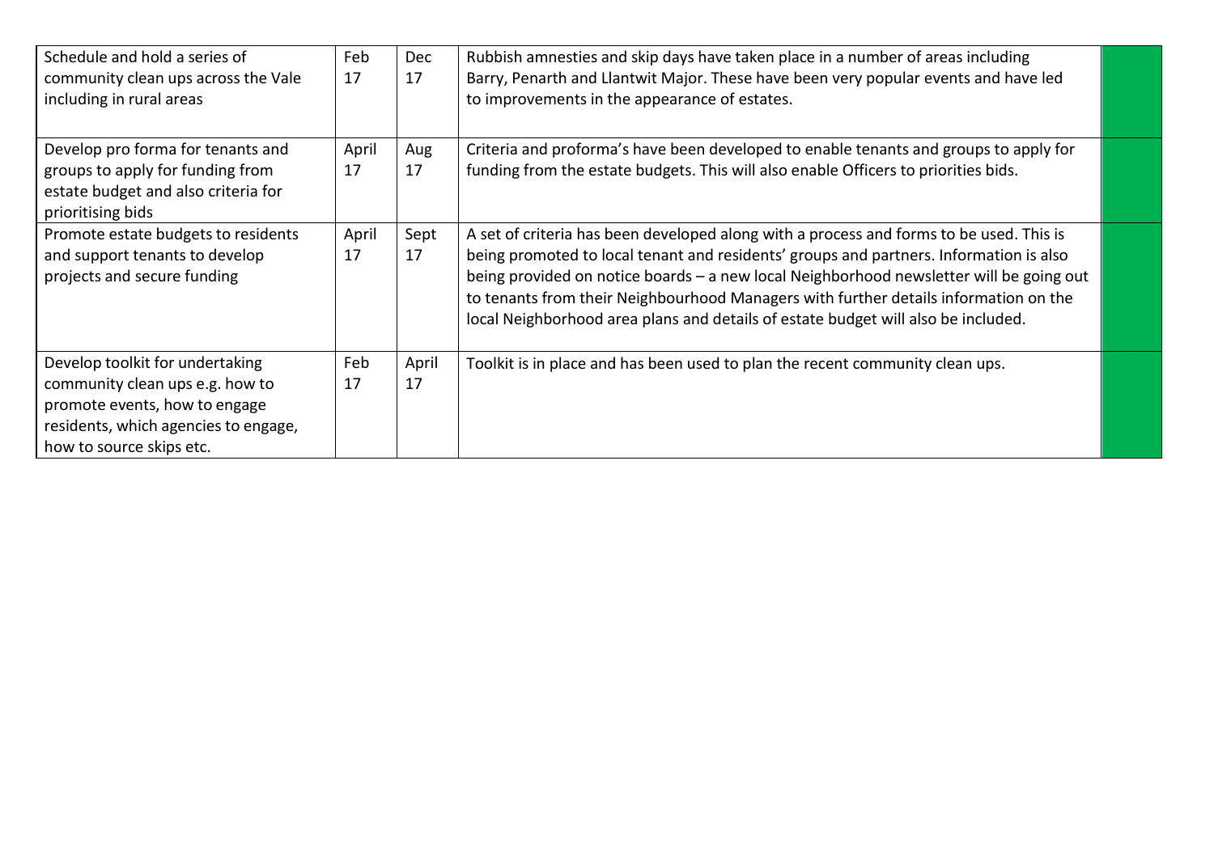| | | | | |
|---|---|---|---|---|
| Schedule and hold a series of community clean ups across the Vale including in rural areas | Feb 17 | Dec 17 | Rubbish amnesties and skip days have taken place in a number of areas including Barry, Penarth and Llantwit Major. These have been very popular events and have led to improvements in the appearance of estates. | |
| Develop pro forma for tenants and groups to apply for funding from estate budget and also criteria for prioritising bids | April 17 | Aug 17 | Criteria and proforma's have been developed to enable tenants and groups to apply for funding from the estate budgets. This will also enable Officers to priorities bids. | |
| Promote estate budgets to residents and support tenants to develop projects and secure funding | April 17 | Sept 17 | A set of criteria has been developed along with a process and forms to be used. This is being promoted to local tenant and residents' groups and partners. Information is also being provided on notice boards – a new local Neighborhood newsletter will be going out to tenants from their Neighbourhood Managers with further details information on the local Neighborhood area plans and details of estate budget will also be included. | |
| Develop toolkit for undertaking community clean ups e.g. how to promote events, how to engage residents, which agencies to engage, how to source skips etc. | Feb 17 | April 17 | Toolkit is in place and has been used to plan the recent community clean ups. | |